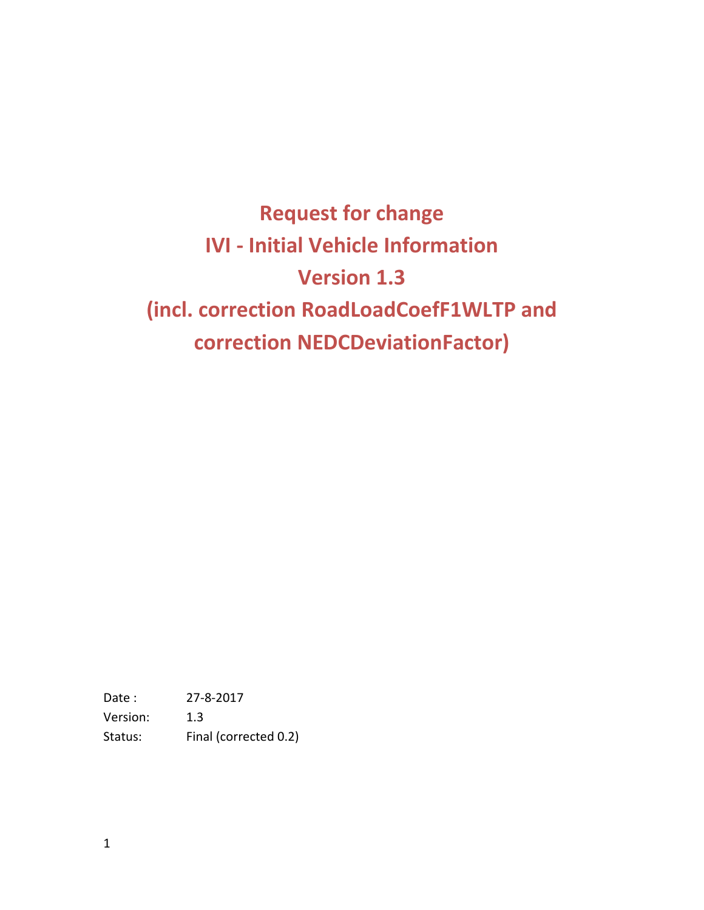# Request for change
# IVI - Initial Vehicle Information
# Version 1.3
# (incl. correction RoadLoadCoefF1WLTP and correction NEDCDeviationFactor)

Date : 27-8-2017

Version: 1.3

Status: Final (corrected 0.2)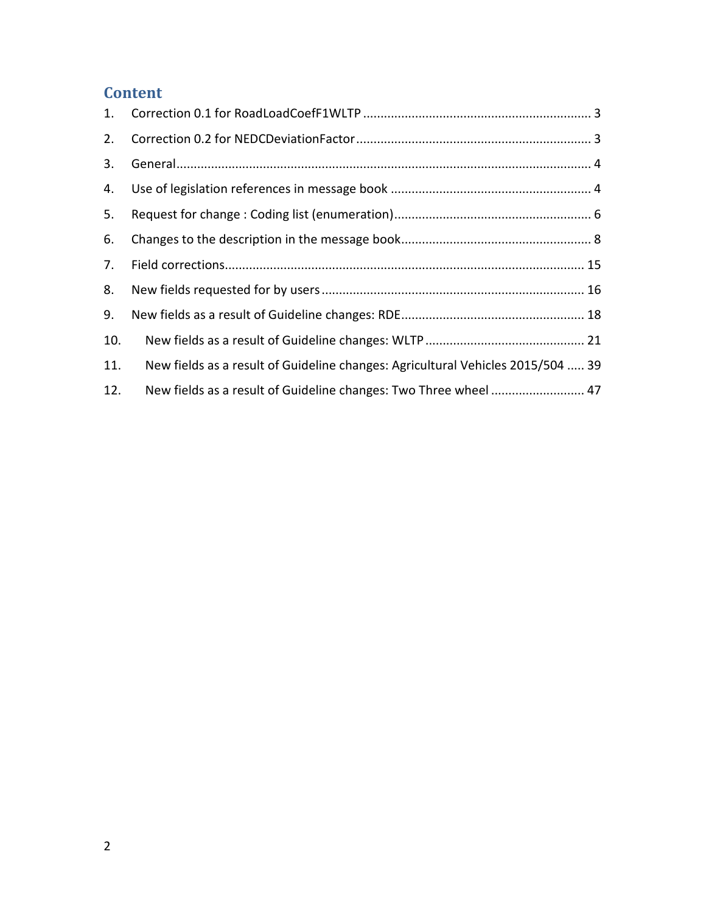## Content

1. Correction 0.1 for RoadLoadCoefF1WLTP ........................................................................ 3
2. Correction 0.2 for NEDCDeviationFactor ........................................................................ 3
3. General ........................................................................................................................ 4
4. Use of legislation references in message book ................................................................ 4
5. Request for change : Coding list (enumeration) ............................................................... 6
6. Changes to the description in the message book .............................................................. 8
7. Field corrections ......................................................................................................... 15
8. New fields requested for by users .................................................................................. 16
9. New fields as a result of Guideline changes: RDE ............................................................ 18
10. New fields as a result of Guideline changes: WLTP ......................................................... 21
11. New fields as a result of Guideline changes: Agricultural Vehicles 2015/504 ..... 39
12. New fields as a result of Guideline changes: Two Three wheel .......................... 47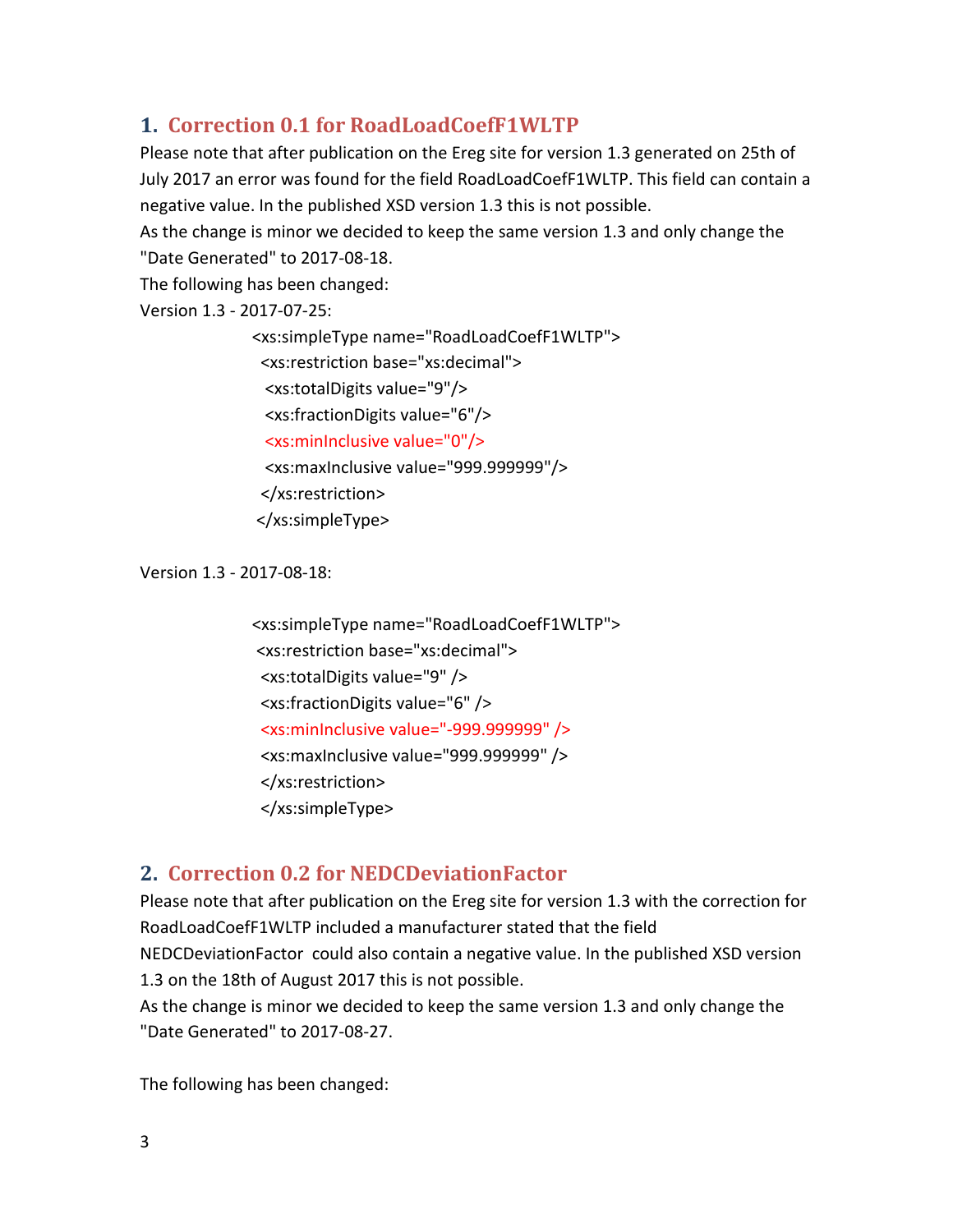## 1. Correction 0.1 for RoadLoadCoefF1WLTP

Please note that after publication on the Ereg site for version 1.3 generated on 25th of July 2017 an error was found for the field RoadLoadCoefF1WLTP. This field can contain a negative value. In the published XSD version 1.3 this is not possible.

As the change is minor we decided to keep the same version 1.3 and only change the "Date Generated" to 2017-08-18.

The following has been changed:

Version 1.3 - 2017-07-25:

```
<xs:simpleType name="RoadLoadCoefF1WLTP">
  <xs:restriction base="xs:decimal">
   <xs:totalDigits value="9"/>
   <xs:fractionDigits value="6"/>
   <xs:minInclusive value="0"/>
   <xs:maxInclusive value="999.999999"/>
  </xs:restriction>
 </xs:simpleType>
```

Version 1.3 - 2017-08-18:

```
<xs:simpleType name="RoadLoadCoefF1WLTP">
 <xs:restriction base="xs:decimal">
  <xs:totalDigits value="9" />
  <xs:fractionDigits value="6" />
  <xs:minInclusive value="-999.999999" />
  <xs:maxInclusive value="999.999999" />
  </xs:restriction>
  </xs:simpleType>
```

## 2. Correction 0.2 for NEDCDeviationFactor

Please note that after publication on the Ereg site for version 1.3 with the correction for RoadLoadCoefF1WLTP included a manufacturer stated that the field NEDCDeviationFactor could also contain a negative value. In the published XSD version 1.3 on the 18th of August 2017 this is not possible.

As the change is minor we decided to keep the same version 1.3 and only change the "Date Generated" to 2017-08-27.

The following has been changed: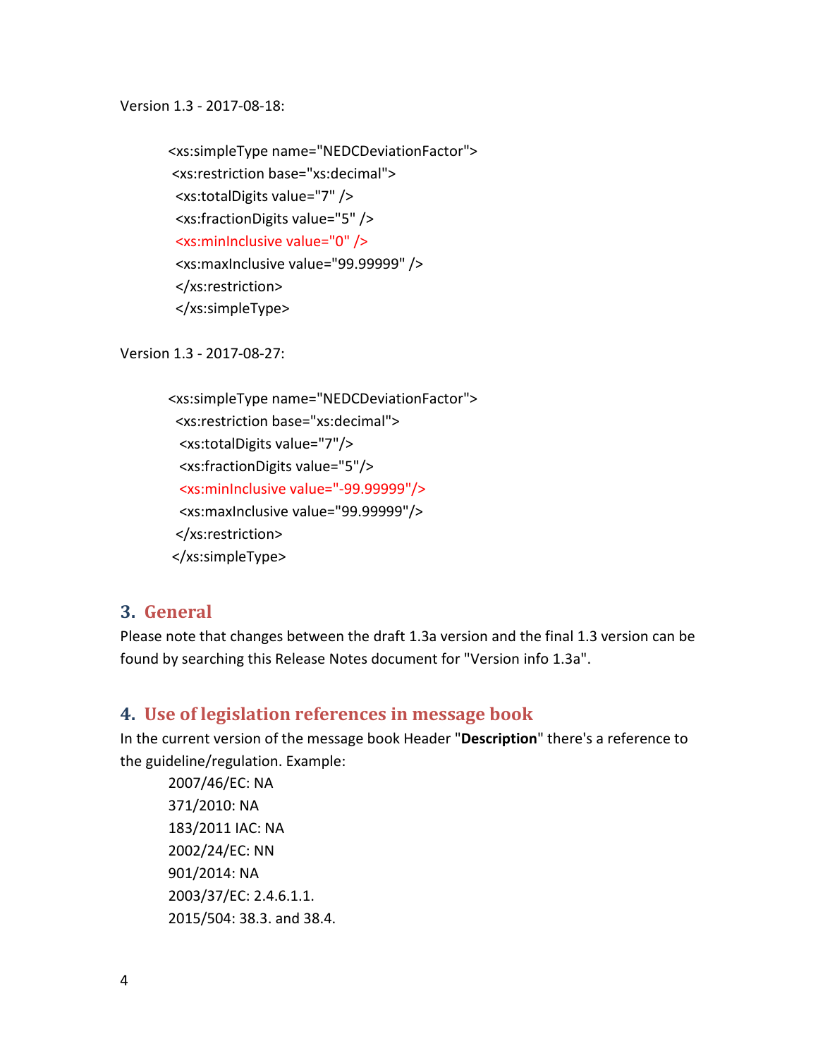Version 1.3 - 2017-08-18:

```
<xs:simpleType name="NEDCDeviationFactor">
 <xs:restriction base="xs:decimal">
  <xs:totalDigits value="7" />
  <xs:fractionDigits value="5" />
  <xs:minInclusive value="0" />
  <xs:maxInclusive value="99.99999" />
  </xs:restriction>
  </xs:simpleType>
```

Version 1.3 - 2017-08-27:

```
<xs:simpleType name="NEDCDeviationFactor">
  <xs:restriction base="xs:decimal">
   <xs:totalDigits value="7"/>
   <xs:fractionDigits value="5"/>
   <xs:minInclusive value="-99.99999"/>
   <xs:maxInclusive value="99.99999"/>
  </xs:restriction>
 </xs:simpleType>
```

## 3. General

Please note that changes between the draft 1.3a version and the final 1.3 version can be found by searching this Release Notes document for "Version info 1.3a".

## 4. Use of legislation references in message book

In the current version of the message book Header "**Description**" there's a reference to the guideline/regulation. Example:

2007/46/EC: NA
371/2010: NA
183/2011 IAC: NA
2002/24/EC: NN
901/2014: NA
2003/37/EC: 2.4.6.1.1.
2015/504: 38.3. and 38.4.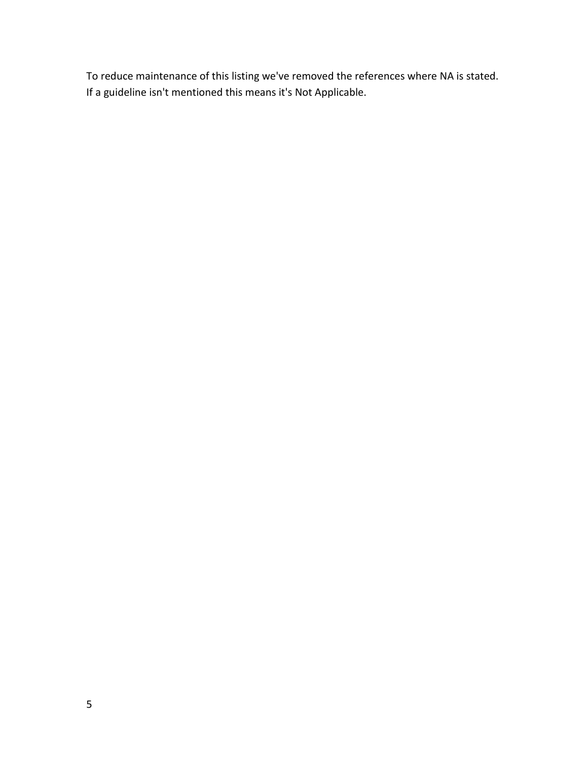To reduce maintenance of this listing we've removed the references where NA is stated.
If a guideline isn't mentioned this means it's Not Applicable.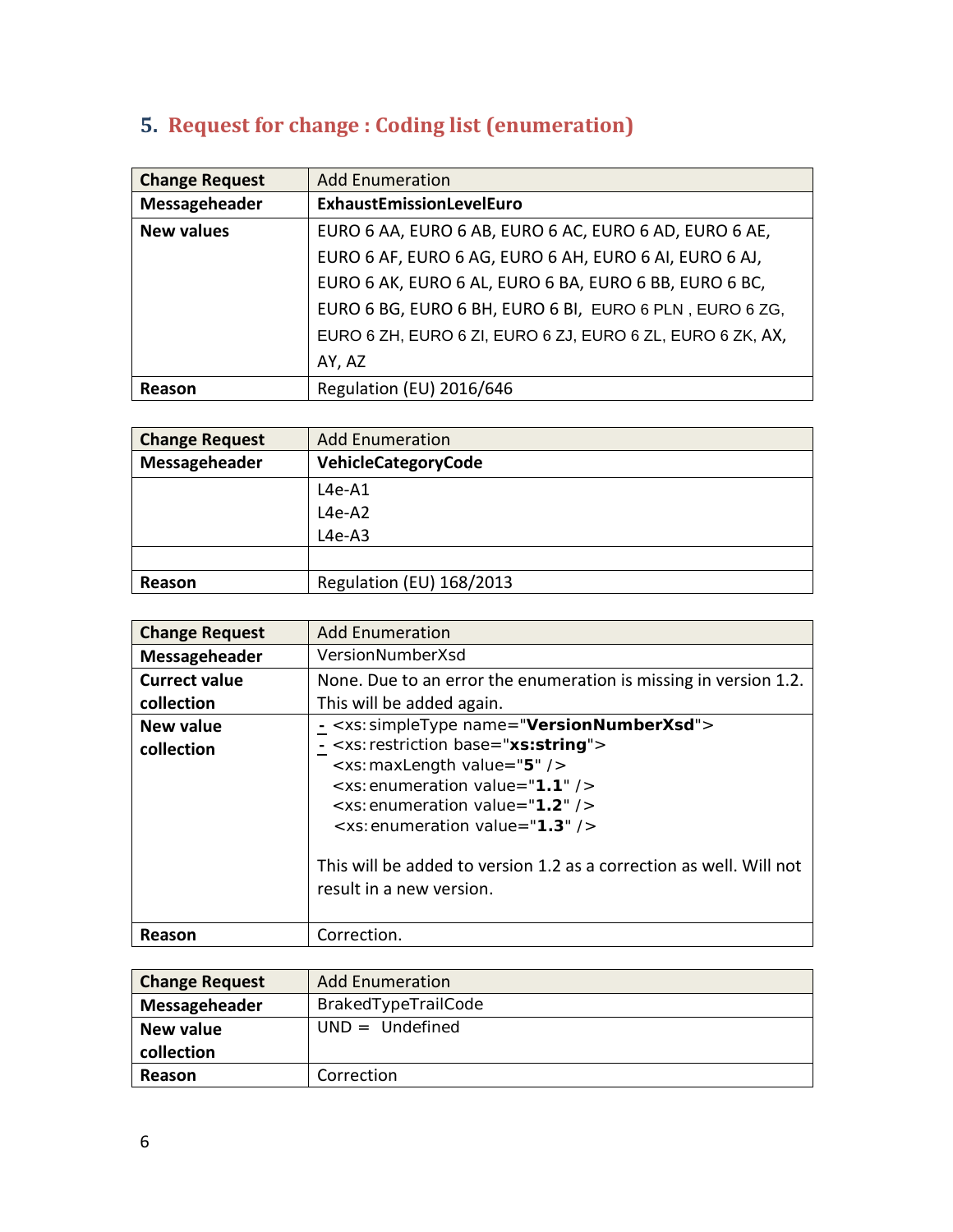## 5. Request for change : Coding list (enumeration)

| Change Request | Add Enumeration |
|---|---|
| Messageheader | **ExhaustEmissionLevelEuro** |
| New values | EURO 6 AA, EURO 6 AB, EURO 6 AC, EURO 6 AD, EURO 6 AE, EURO 6 AF, EURO 6 AG, EURO 6 AH, EURO 6 AI, EURO 6 AJ, EURO 6 AK, EURO 6 AL, EURO 6 BA, EURO 6 BB, EURO 6 BC, EURO 6 BG, EURO 6 BH, EURO 6 BI, EURO 6 PLN , EURO 6 ZG, EURO 6 ZH, EURO 6 ZI, EURO 6 ZJ, EURO 6 ZL, EURO 6 ZK, AX, AY, AZ |
| Reason | Regulation (EU) 2016/646 |

| Change Request | Add Enumeration |
|---|---|
| Messageheader | **VehicleCategoryCode** |
| | L4e-A1<br>L4e-A2<br>L4e-A3 |
| | |
| Reason | Regulation (EU) 168/2013 |

| Change Request | Add Enumeration |
|---|---|
| Messageheader | VersionNumberXsd |
| Currect value collection | None. Due to an error the enumeration is missing in version 1.2. This will be added again. |
| New value collection | - <xs:simpleType name="**VersionNumberXsd**"><br>- <xs:restriction base="**xs:string**"><br><xs:maxLength value="**5**" /><br><xs:enumeration value="**1.1**" /><br><xs:enumeration value="**1.2**" /><br><xs:enumeration value="**1.3**" /><br><br>This will be added to version 1.2 as a correction as well. Will not result in a new version. |
| Reason | Correction. |

| Change Request | Add Enumeration |
|---|---|
| Messageheader | BrakedTypeTrailCode |
| New value collection | UND = Undefined |
| Reason | Correction |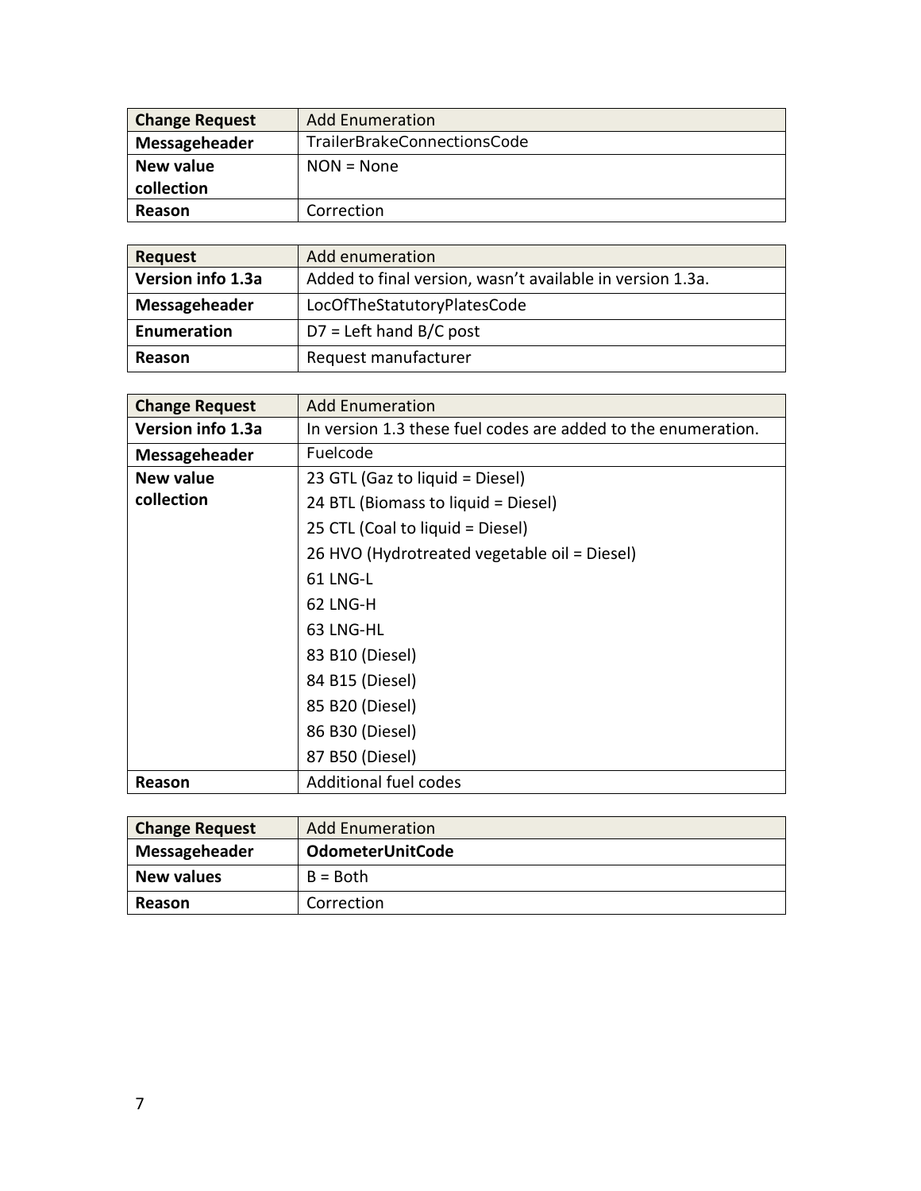| Change Request | Add Enumeration |
| --- | --- |
| Messageheader | TrailerBrakeConnectionsCode |
| New value collection | NON = None |
| Reason | Correction |

| Request | Add enumeration |
| --- | --- |
| Version info 1.3a | Added to final version, wasn't available in version 1.3a. |
| Messageheader | LocOfTheStatutoryPlatesCode |
| Enumeration | D7 = Left hand B/C post |
| Reason | Request manufacturer |

| Change Request | Add Enumeration |
| --- | --- |
| Version info 1.3a | In version 1.3 these fuel codes are added to the enumeration. |
| Messageheader | Fuelcode |
| New value collection | 23 GTL (Gaz to liquid = Diesel)<br>24 BTL (Biomass to liquid = Diesel)<br>25 CTL (Coal to liquid = Diesel)<br>26 HVO (Hydrotreated vegetable oil = Diesel)<br>61 LNG-L<br>62 LNG-H<br>63 LNG-HL<br>83 B10 (Diesel)<br>84 B15 (Diesel)<br>85 B20 (Diesel)<br>86 B30 (Diesel)<br>87 B50 (Diesel) |
| Reason | Additional fuel codes |

| Change Request | Add Enumeration |
| --- | --- |
| Messageheader | **OdometerUnitCode** |
| New values | B = Both |
| Reason | Correction |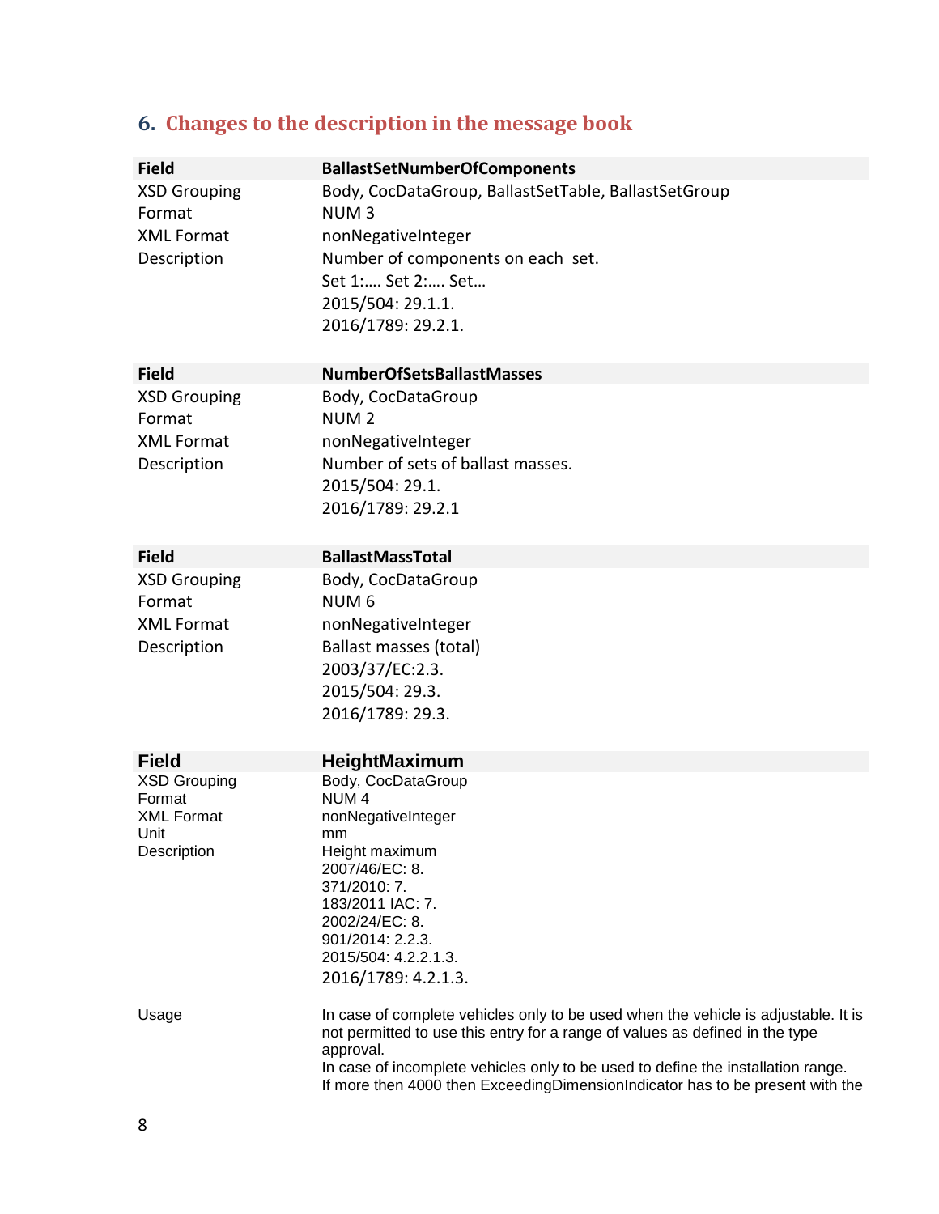## 6. Changes to the description in the message book

| Field | BallastSetNumberOfComponents |
|---|---|
| XSD Grouping | Body, CocDataGroup, BallastSetTable, BallastSetGroup |
| Format | NUM 3 |
| XML Format | nonNegativeInteger |
| Description | Number of components on each set.<br>Set 1:…. Set 2:…. Set…<br>2015/504: 29.1.1.<br>2016/1789: 29.2.1. |

| Field | NumberOfSetsBallastMasses |
|---|---|
| XSD Grouping | Body, CocDataGroup |
| Format | NUM 2 |
| XML Format | nonNegativeInteger |
| Description | Number of sets of ballast masses.<br>2015/504: 29.1.<br>2016/1789: 29.2.1 |

| Field | BallastMassTotal |
|---|---|
| XSD Grouping | Body, CocDataGroup |
| Format | NUM 6 |
| XML Format | nonNegativeInteger |
| Description | Ballast masses (total)<br>2003/37/EC:2.3.<br>2015/504: 29.3.<br>2016/1789: 29.3. |

| Field | HeightMaximum |
|---|---|
| XSD Grouping | Body, CocDataGroup |
| Format | NUM 4 |
| XML Format | nonNegativeInteger |
| Unit | mm |
| Description | Height maximum<br>2007/46/EC: 8.<br>371/2010: 7.<br>183/2011 IAC: 7.<br>2002/24/EC: 8.<br>901/2014: 2.2.3.<br>2015/504: 4.2.2.1.3.<br>2016/1789: 4.2.1.3. |
| Usage | In case of complete vehicles only to be used when the vehicle is adjustable. It is not permitted to use this entry for a range of values as defined in the type approval.<br>In case of incomplete vehicles only to be used to define the installation range.<br>If more then 4000 then ExceedingDimensionIndicator has to be present with the |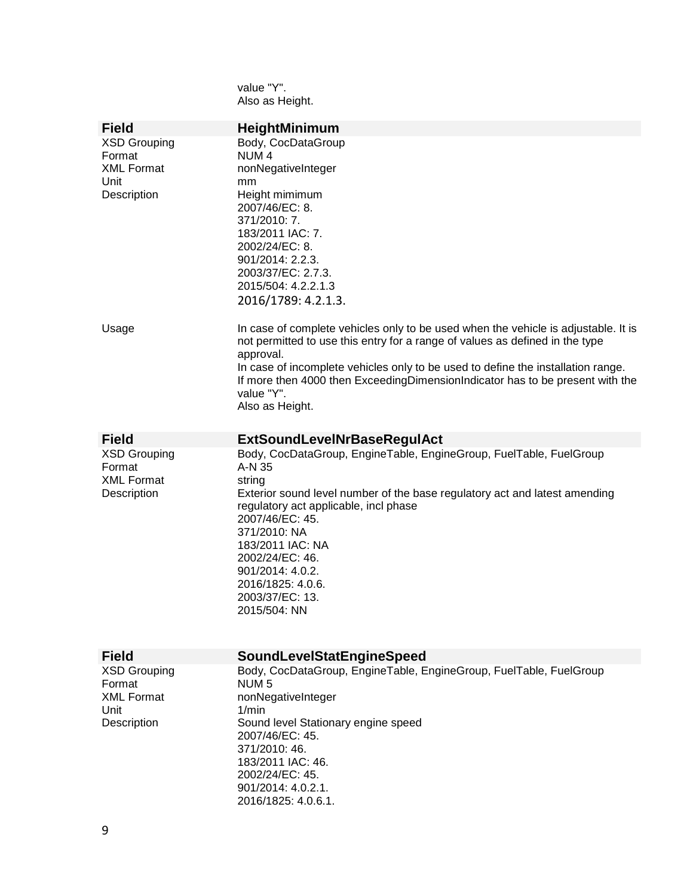value "Y".
Also as Height.

| **Field** | **HeightMinimum** |
|---|---|
| XSD Grouping | Body, CocDataGroup |
| Format | NUM 4 |
| XML Format | nonNegativeInteger |
| Unit | mm |
| Description | Height mimimum<br>2007/46/EC: 8.<br>371/2010: 7.<br>183/2011 IAC: 7.<br>2002/24/EC: 8.<br>901/2014: 2.2.3.<br>2003/37/EC: 2.7.3.<br>2015/504: 4.2.2.1.3<br>2016/1789: 4.2.1.3. |
| Usage | In case of complete vehicles only to be used when the vehicle is adjustable. It is not permitted to use this entry for a range of values as defined in the type approval.<br>In case of incomplete vehicles only to be used to define the installation range.<br>If more then 4000 then ExceedingDimensionIndicator has to be present with the value "Y".<br>Also as Height. |

| **Field** | **ExtSoundLevelNrBaseRegulAct** |
|---|---|
| XSD Grouping | Body, CocDataGroup, EngineTable, EngineGroup, FuelTable, FuelGroup |
| Format | A-N 35 |
| XML Format | string |
| Description | Exterior sound level number of the base regulatory act and latest amending regulatory act applicable, incl phase<br>2007/46/EC: 45.<br>371/2010: NA<br>183/2011 IAC: NA<br>2002/24/EC: 46.<br>901/2014: 4.0.2.<br>2016/1825: 4.0.6.<br>2003/37/EC: 13.<br>2015/504: NN |

| **Field** | **SoundLevelStatEngineSpeed** |
|---|---|
| XSD Grouping | Body, CocDataGroup, EngineTable, EngineGroup, FuelTable, FuelGroup |
| Format | NUM 5 |
| XML Format | nonNegativeInteger |
| Unit | 1/min |
| Description | Sound level Stationary engine speed<br>2007/46/EC: 45.<br>371/2010: 46.<br>183/2011 IAC: 46.<br>2002/24/EC: 45.<br>901/2014: 4.0.2.1.<br>2016/1825: 4.0.6.1. |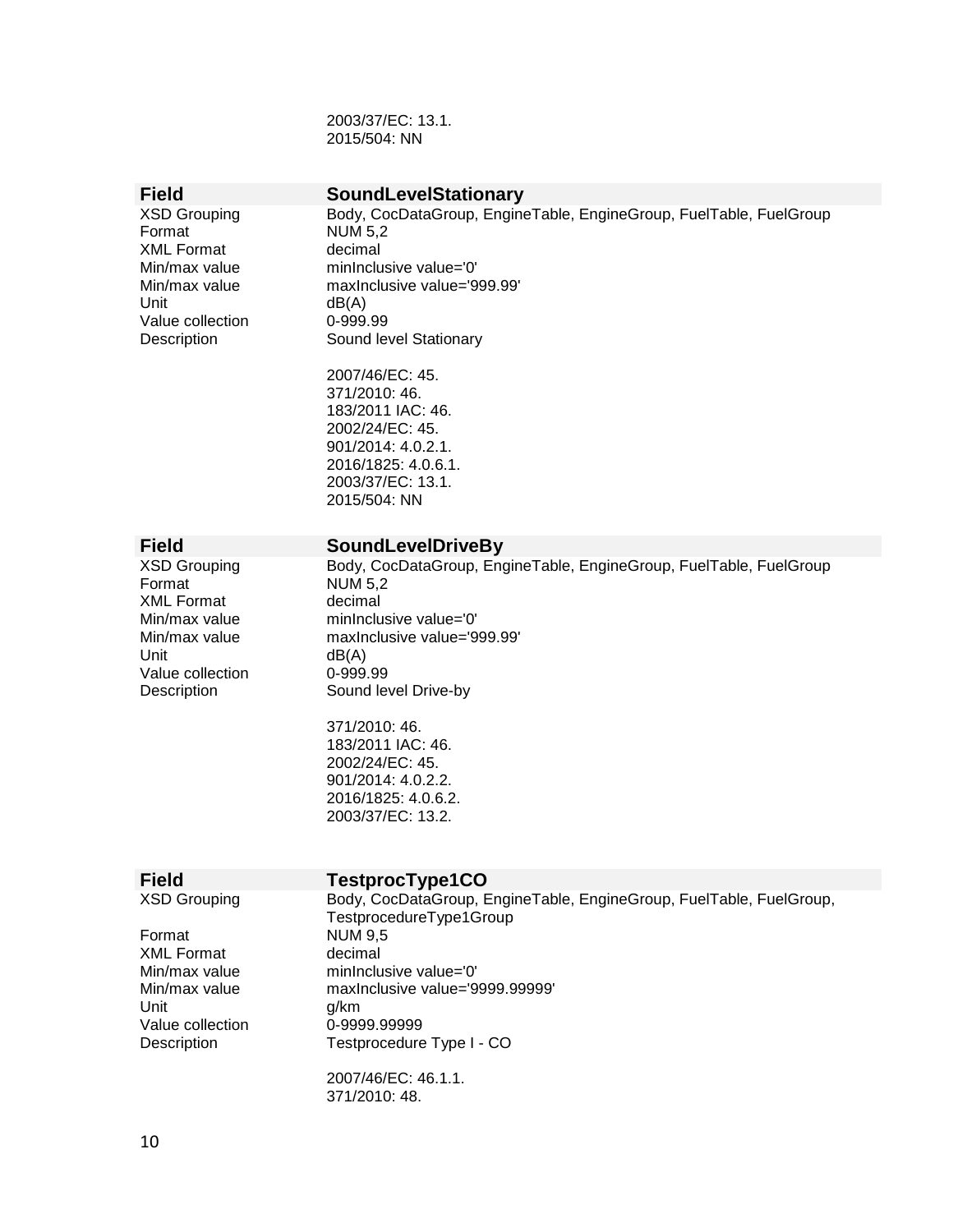2003/37/EC: 13.1.
2015/504: NN

| Field | SoundLevelStationary |
|---|---|
| XSD Grouping | Body, CocDataGroup, EngineTable, EngineGroup, FuelTable, FuelGroup |
| Format | NUM 5,2 |
| XML Format | decimal |
| Min/max value | minInclusive value='0' |
| Min/max value | maxInclusive value='999.99' |
| Unit | dB(A) |
| Value collection | 0-999.99 |
| Description | Sound level Stationary<br><br>2007/46/EC: 45.<br>371/2010: 46.<br>183/2011 IAC: 46.<br>2002/24/EC: 45.<br>901/2014: 4.0.2.1.<br>2016/1825: 4.0.6.1.<br>2003/37/EC: 13.1.<br>2015/504: NN |

| Field | SoundLevelDriveBy |
|---|---|
| XSD Grouping | Body, CocDataGroup, EngineTable, EngineGroup, FuelTable, FuelGroup |
| Format | NUM 5,2 |
| XML Format | decimal |
| Min/max value | minInclusive value='0' |
| Min/max value | maxInclusive value='999.99' |
| Unit | dB(A) |
| Value collection | 0-999.99 |
| Description | Sound level Drive-by<br><br>371/2010: 46.<br>183/2011 IAC: 46.<br>2002/24/EC: 45.<br>901/2014: 4.0.2.2.<br>2016/1825: 4.0.6.2.<br>2003/37/EC: 13.2. |

| Field | TestprocType1CO |
|---|---|
| XSD Grouping | Body, CocDataGroup, EngineTable, EngineGroup, FuelTable, FuelGroup, TestprocedureType1Group |
| Format | NUM 9,5 |
| XML Format | decimal |
| Min/max value | minInclusive value='0' |
| Min/max value | maxInclusive value='9999.99999' |
| Unit | g/km |
| Value collection | 0-9999.99999 |
| Description | Testprocedure Type I - CO<br><br>2007/46/EC: 46.1.1.<br>371/2010: 48. |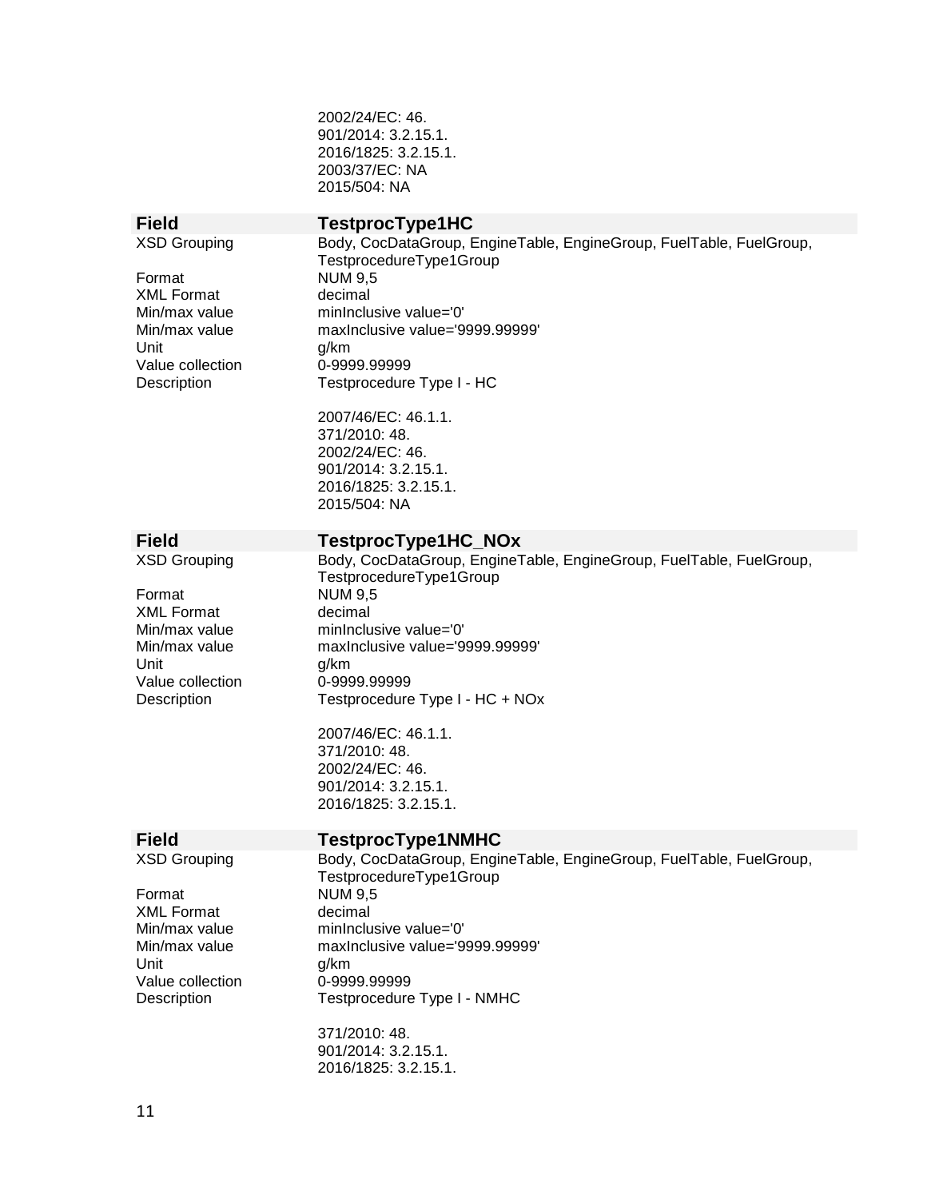2002/24/EC: 46.
901/2014: 3.2.15.1.
2016/1825: 3.2.15.1.
2003/37/EC: NA
2015/504: NA

| **Field** | **TestprocType1HC** |
|---|---|
| XSD Grouping | Body, CocDataGroup, EngineTable, EngineGroup, FuelTable, FuelGroup, TestprocedureType1Group |
| Format | NUM 9,5 |
| XML Format | decimal |
| Min/max value | minInclusive value='0' |
| Min/max value | maxInclusive value='9999.99999' |
| Unit | g/km |
| Value collection | 0-9999.99999 |
| Description | Testprocedure Type I - HC<br><br>2007/46/EC: 46.1.1.<br>371/2010: 48.<br>2002/24/EC: 46.<br>901/2014: 3.2.15.1.<br>2016/1825: 3.2.15.1.<br>2015/504: NA |

| **Field** | **TestprocType1HC_NOx** |
|---|---|
| XSD Grouping | Body, CocDataGroup, EngineTable, EngineGroup, FuelTable, FuelGroup, TestprocedureType1Group |
| Format | NUM 9,5 |
| XML Format | decimal |
| Min/max value | minInclusive value='0' |
| Min/max value | maxInclusive value='9999.99999' |
| Unit | g/km |
| Value collection | 0-9999.99999 |
| Description | Testprocedure Type I - HC + NOx<br><br>2007/46/EC: 46.1.1.<br>371/2010: 48.<br>2002/24/EC: 46.<br>901/2014: 3.2.15.1.<br>2016/1825: 3.2.15.1. |

| **Field** | **TestprocType1NMHC** |
|---|---|
| XSD Grouping | Body, CocDataGroup, EngineTable, EngineGroup, FuelTable, FuelGroup, TestprocedureType1Group |
| Format | NUM 9,5 |
| XML Format | decimal |
| Min/max value | minInclusive value='0' |
| Min/max value | maxInclusive value='9999.99999' |
| Unit | g/km |
| Value collection | 0-9999.99999 |
| Description | Testprocedure Type I - NMHC<br><br>371/2010: 48.<br>901/2014: 3.2.15.1.<br>2016/1825: 3.2.15.1. |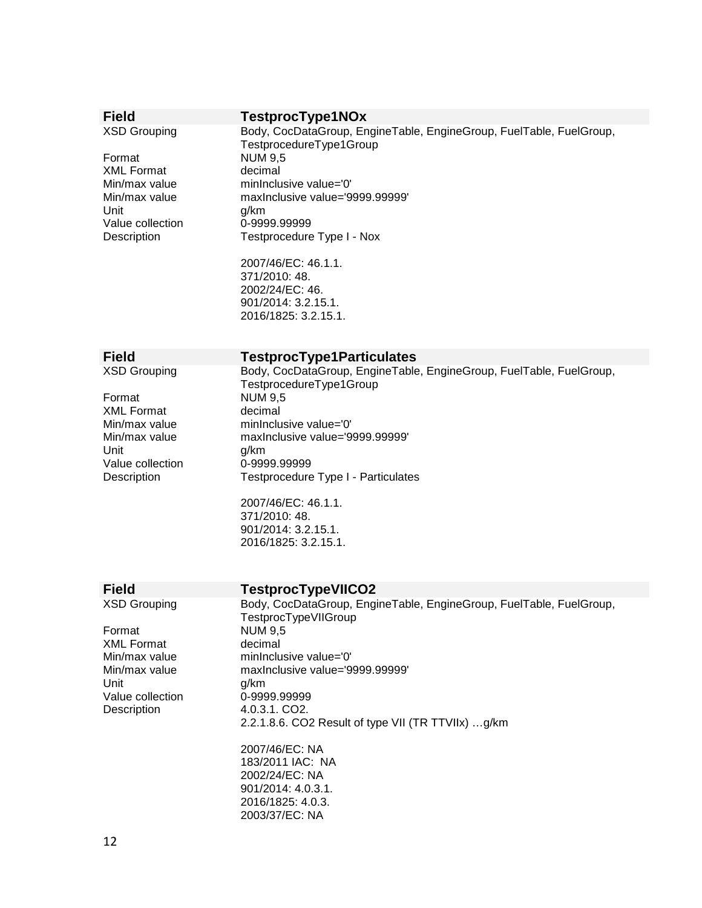| Field | TestprocType1NOx |
|---|---|
| XSD Grouping | Body, CocDataGroup, EngineTable, EngineGroup, FuelTable, FuelGroup, TestprocedureType1Group |
| Format | NUM 9,5 |
| XML Format | decimal |
| Min/max value | minInclusive value='0' |
| Min/max value | maxInclusive value='9999.99999' |
| Unit | g/km |
| Value collection | 0-9999.99999 |
| Description | Testprocedure Type I - Nox<br><br>2007/46/EC: 46.1.1.<br>371/2010: 48.<br>2002/24/EC: 46.<br>901/2014: 3.2.15.1.<br>2016/1825: 3.2.15.1. |

| Field | TestprocType1Particulates |
|---|---|
| XSD Grouping | Body, CocDataGroup, EngineTable, EngineGroup, FuelTable, FuelGroup, TestprocedureType1Group |
| Format | NUM 9,5 |
| XML Format | decimal |
| Min/max value | minInclusive value='0' |
| Min/max value | maxInclusive value='9999.99999' |
| Unit | g/km |
| Value collection | 0-9999.99999 |
| Description | Testprocedure Type I - Particulates<br><br>2007/46/EC: 46.1.1.<br>371/2010: 48.<br>901/2014: 3.2.15.1.<br>2016/1825: 3.2.15.1. |

| Field | TestprocTypeVIICO2 |
|---|---|
| XSD Grouping | Body, CocDataGroup, EngineTable, EngineGroup, FuelTable, FuelGroup, TestprocTypeVIIGroup |
| Format | NUM 9,5 |
| XML Format | decimal |
| Min/max value | minInclusive value='0' |
| Min/max value | maxInclusive value='9999.99999' |
| Unit | g/km |
| Value collection | 0-9999.99999 |
| Description | 4.0.3.1. CO2.<br>2.2.1.8.6. CO2 Result of type VII (TR TTVIIx) …g/km<br><br>2007/46/EC: NA<br>183/2011 IAC: NA<br>2002/24/EC: NA<br>901/2014: 4.0.3.1.<br>2016/1825: 4.0.3.<br>2003/37/EC: NA |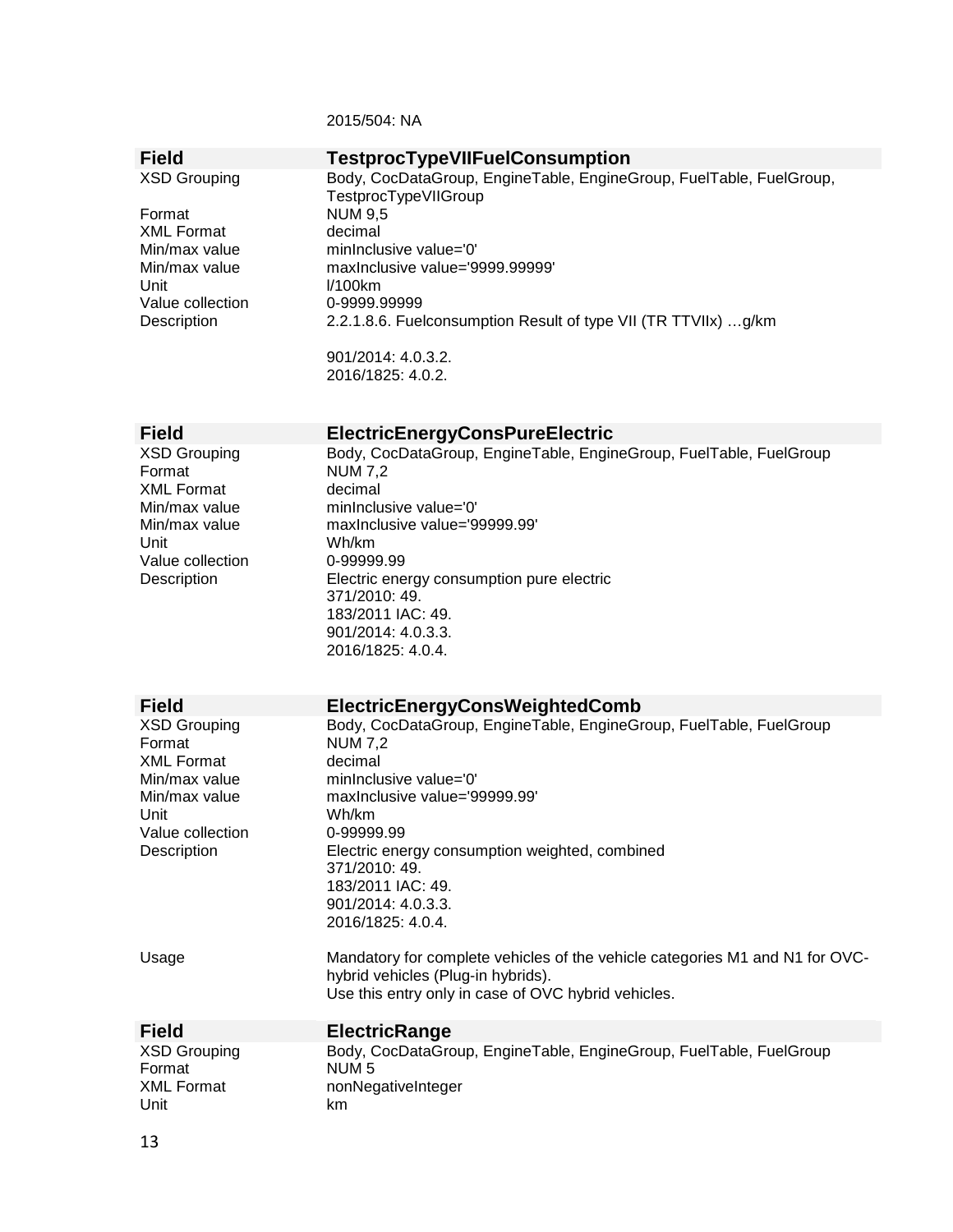2015/504: NA

| Field | TestprocTypeVIIFuelConsumption |
| --- | --- |
| XSD Grouping | Body, CocDataGroup, EngineTable, EngineGroup, FuelTable, FuelGroup, TestprocTypeVIIGroup |
| Format | NUM 9,5 |
| XML Format | decimal |
| Min/max value | minInclusive value='0' |
| Min/max value | maxInclusive value='9999.99999' |
| Unit | l/100km |
| Value collection | 0-9999.99999 |
| Description | 2.2.1.8.6. Fuelconsumption Result of type VII (TR TTVIIx) …g/km<br><br>901/2014: 4.0.3.2.<br>2016/1825: 4.0.2. |

| Field | ElectricEnergyConsPureElectric |
| --- | --- |
| XSD Grouping | Body, CocDataGroup, EngineTable, EngineGroup, FuelTable, FuelGroup |
| Format | NUM 7,2 |
| XML Format | decimal |
| Min/max value | minInclusive value='0' |
| Min/max value | maxInclusive value='99999.99' |
| Unit | Wh/km |
| Value collection | 0-99999.99 |
| Description | Electric energy consumption pure electric<br>371/2010: 49.<br>183/2011 IAC: 49.<br>901/2014: 4.0.3.3.<br>2016/1825: 4.0.4. |

| Field | ElectricEnergyConsWeightedComb |
| --- | --- |
| XSD Grouping | Body, CocDataGroup, EngineTable, EngineGroup, FuelTable, FuelGroup |
| Format | NUM 7,2 |
| XML Format | decimal |
| Min/max value | minInclusive value='0' |
| Min/max value | maxInclusive value='99999.99' |
| Unit | Wh/km |
| Value collection | 0-99999.99 |
| Description | Electric energy consumption weighted, combined<br>371/2010: 49.<br>183/2011 IAC: 49.<br>901/2014: 4.0.3.3.<br>2016/1825: 4.0.4. |
| Usage | Mandatory for complete vehicles of the vehicle categories M1 and N1 for OVC-hybrid vehicles (Plug-in hybrids).<br>Use this entry only in case of OVC hybrid vehicles. |

| Field | ElectricRange |
| --- | --- |
| XSD Grouping | Body, CocDataGroup, EngineTable, EngineGroup, FuelTable, FuelGroup |
| Format | NUM 5 |
| XML Format | nonNegativeInteger |
| Unit | km |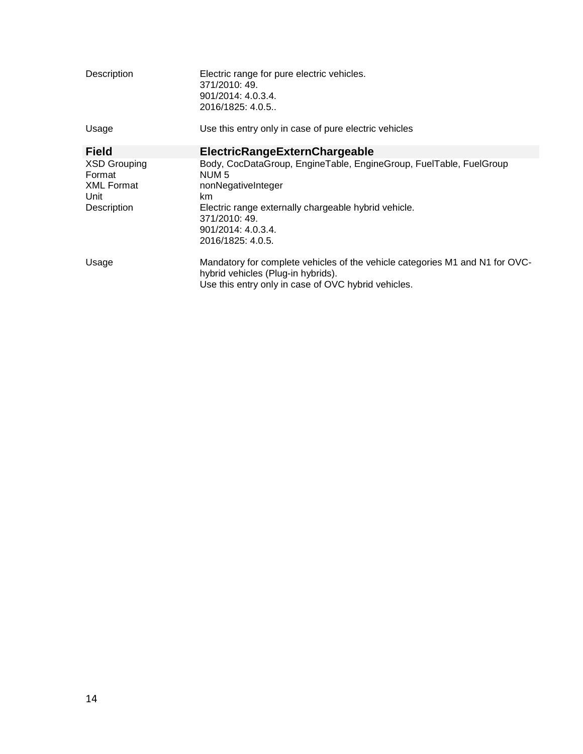| | |
|---|---|
| Description | Electric range for pure electric vehicles.<br>371/2010: 49.<br>901/2014: 4.0.3.4.<br>2016/1825: 4.0.5.. |
| Usage | Use this entry only in case of pure electric vehicles |

| **Field** | **ElectricRangeExternChargeable** |
|---|---|
| XSD Grouping | Body, CocDataGroup, EngineTable, EngineGroup, FuelTable, FuelGroup |
| Format | NUM 5 |
| XML Format | nonNegativeInteger |
| Unit | km |
| Description | Electric range externally chargeable hybrid vehicle.<br>371/2010: 49.<br>901/2014: 4.0.3.4.<br>2016/1825: 4.0.5. |
| Usage | Mandatory for complete vehicles of the vehicle categories M1 and N1 for OVC-hybrid vehicles (Plug-in hybrids).<br>Use this entry only in case of OVC hybrid vehicles. |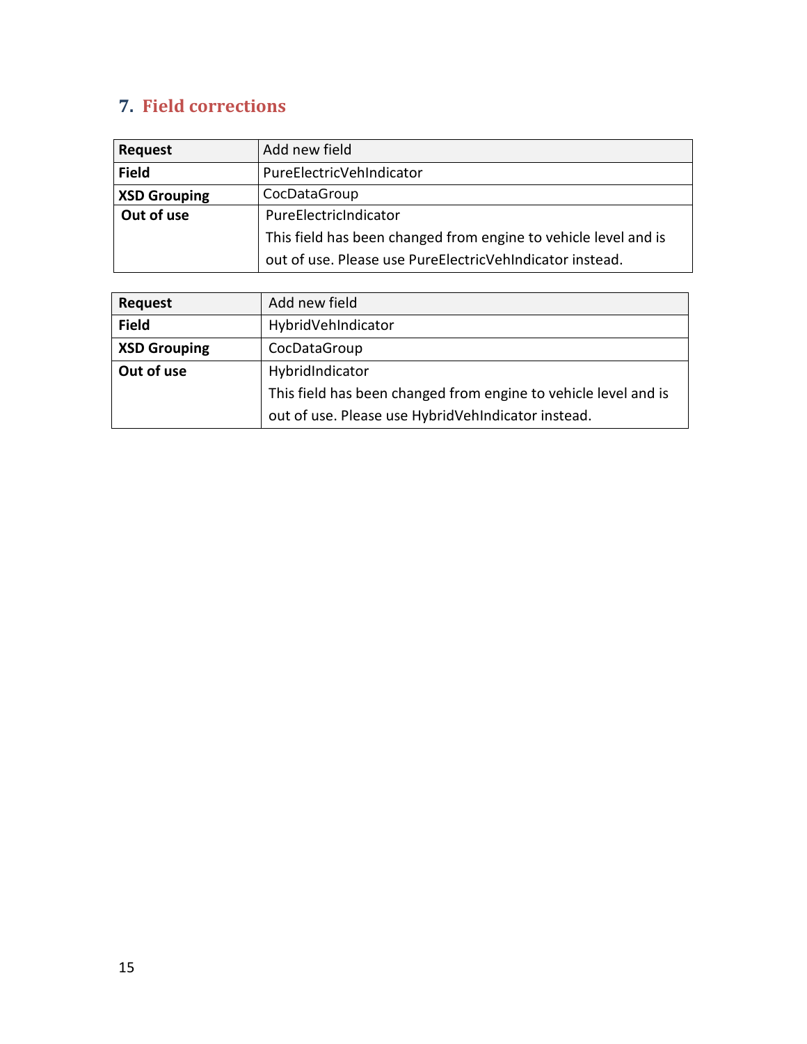# 7. Field corrections

| Request | Add new field |
|---|---|
| **Field** | PureElectricVehIndicator |
| **XSD Grouping** | CocDataGroup |
| **Out of use** | PureElectricIndicator<br>This field has been changed from engine to vehicle level and is out of use. Please use PureElectricVehIndicator instead. |

| Request | Add new field |
|---|---|
| **Field** | HybridVehIndicator |
| **XSD Grouping** | CocDataGroup |
| **Out of use** | HybridIndicator<br>This field has been changed from engine to vehicle level and is out of use. Please use HybridVehIndicator instead. |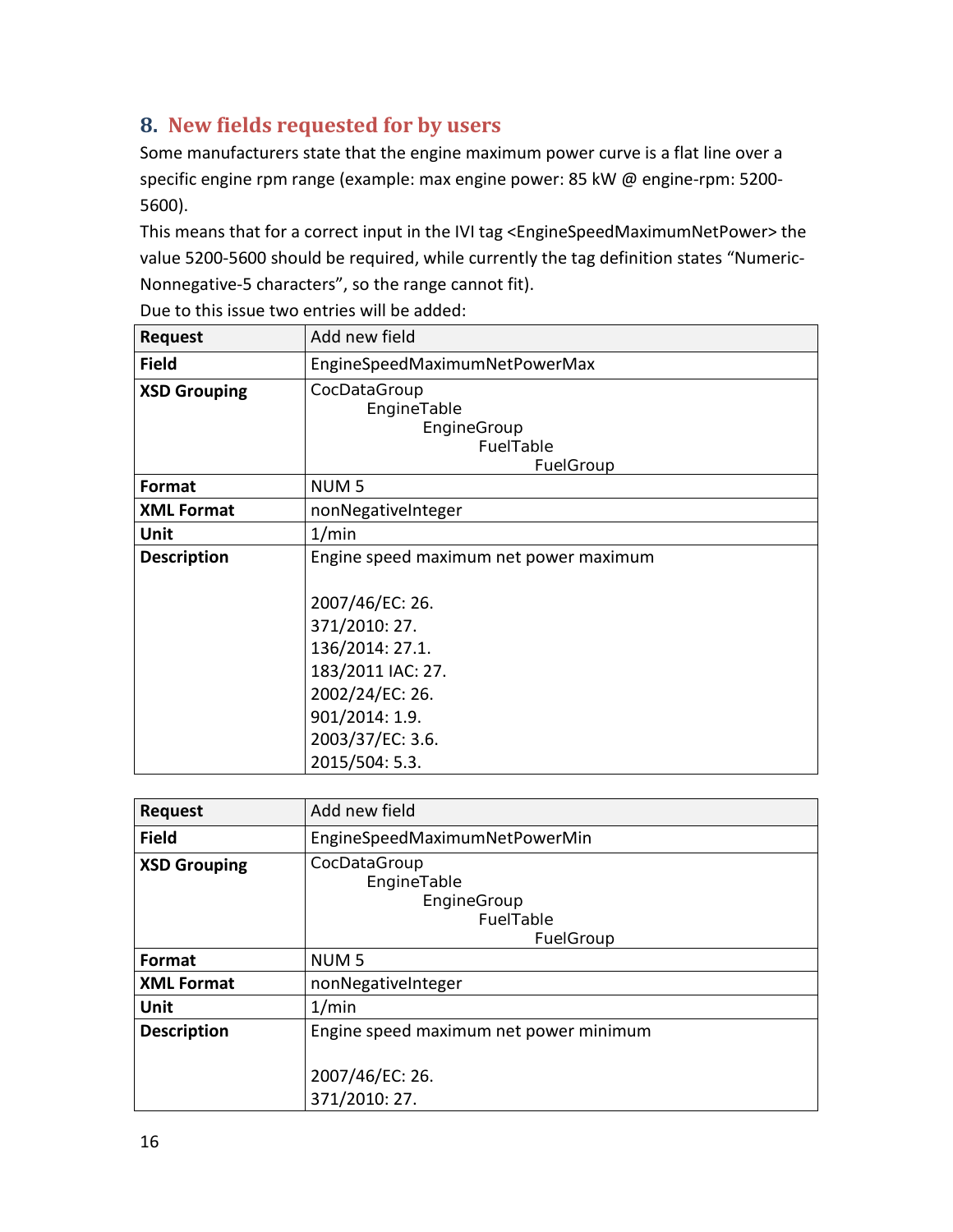## 8. New fields requested for by users

Some manufacturers state that the engine maximum power curve is a flat line over a specific engine rpm range (example: max engine power: 85 kW @ engine-rpm: 5200-5600).

This means that for a correct input in the IVI tag <EngineSpeedMaximumNetPower> the value 5200-5600 should be required, while currently the tag definition states "Numeric-Nonnegative-5 characters", so the range cannot fit).

Due to this issue two entries will be added:

| **Request** | Add new field |
|---|---|
| **Field** | EngineSpeedMaximumNetPowerMax |
| **XSD Grouping** | CocDataGroup<br>EngineTable<br>EngineGroup<br>FuelTable<br>FuelGroup |
| **Format** | NUM 5 |
| **XML Format** | nonNegativeInteger |
| **Unit** | 1/min |
| **Description** | Engine speed maximum net power maximum<br><br>2007/46/EC: 26.<br>371/2010: 27.<br>136/2014: 27.1.<br>183/2011 IAC: 27.<br>2002/24/EC: 26.<br>901/2014: 1.9.<br>2003/37/EC: 3.6.<br>2015/504: 5.3. |

| **Request** | Add new field |
|---|---|
| **Field** | EngineSpeedMaximumNetPowerMin |
| **XSD Grouping** | CocDataGroup<br>EngineTable<br>EngineGroup<br>FuelTable<br>FuelGroup |
| **Format** | NUM 5 |
| **XML Format** | nonNegativeInteger |
| **Unit** | 1/min |
| **Description** | Engine speed maximum net power minimum<br><br>2007/46/EC: 26.<br>371/2010: 27. |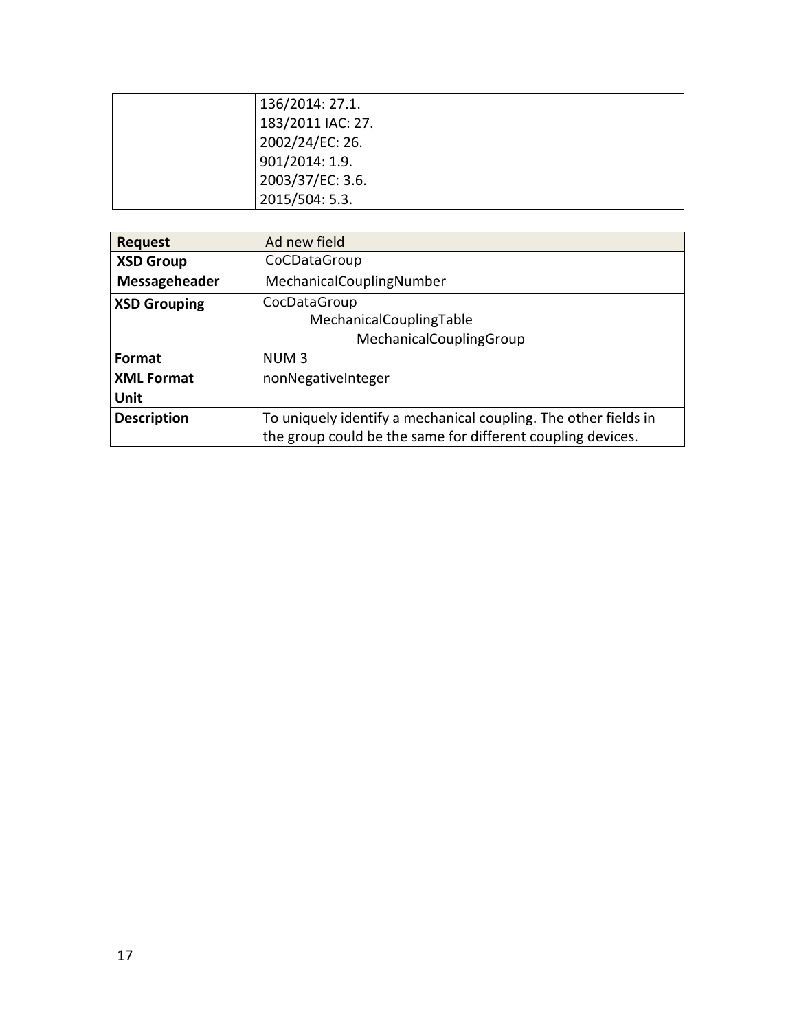| | |
|---|---|
| | 136/2014: 27.1.<br>183/2011 IAC: 27.<br>2002/24/EC: 26.<br>901/2014: 1.9.<br>2003/37/EC: 3.6.<br>2015/504: 5.3. |

| **Request** | Ad new field |
|---|---|
| **XSD Group** | CoCDataGroup |
| **Messageheader** | MechanicalCouplingNumber |
| **XSD Grouping** | CocDataGroup<br>MechanicalCouplingTable<br>MechanicalCouplingGroup |
| **Format** | NUM 3 |
| **XML Format** | nonNegativeInteger |
| **Unit** | |
| **Description** | To uniquely identify a mechanical coupling. The other fields in the group could be the same for different coupling devices. |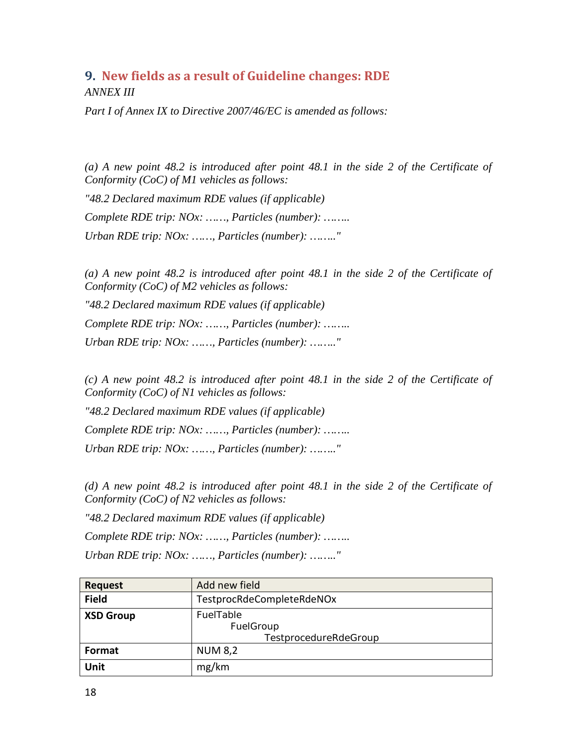## 9. New fields as a result of Guideline changes: RDE

*ANNEX III*

*Part I of Annex IX to Directive 2007/46/EC is amended as follows:*

*(a) A new point 48.2 is introduced after point 48.1 in the side 2 of the Certificate of Conformity (CoC) of M1 vehicles as follows:*

*"48.2 Declared maximum RDE values (if applicable)*

*Complete RDE trip: NOx: ……, Particles (number): ……..*

*Urban RDE trip: NOx: ……, Particles (number): …….."*

*(a) A new point 48.2 is introduced after point 48.1 in the side 2 of the Certificate of Conformity (CoC) of M2 vehicles as follows:*

*"48.2 Declared maximum RDE values (if applicable)*

*Complete RDE trip: NOx: ……, Particles (number): ……..*

*Urban RDE trip: NOx: ……, Particles (number): …….."*

*(c) A new point 48.2 is introduced after point 48.1 in the side 2 of the Certificate of Conformity (CoC) of N1 vehicles as follows:*

*"48.2 Declared maximum RDE values (if applicable)*

*Complete RDE trip: NOx: ……, Particles (number): ……..*

*Urban RDE trip: NOx: ……, Particles (number): …….."*

*(d) A new point 48.2 is introduced after point 48.1 in the side 2 of the Certificate of Conformity (CoC) of N2 vehicles as follows:*

*"48.2 Declared maximum RDE values (if applicable)*

*Complete RDE trip: NOx: ……, Particles (number): ……..*

*Urban RDE trip: NOx: ……, Particles (number): …….."*

| **Request** | Add new field |
|---|---|
| **Field** | TestprocRdeCompleteRdeNOx |
| **XSD Group** | FuelTable<br>FuelGroup<br>TestprocedureRdeGroup |
| **Format** | NUM 8,2 |
| **Unit** | mg/km |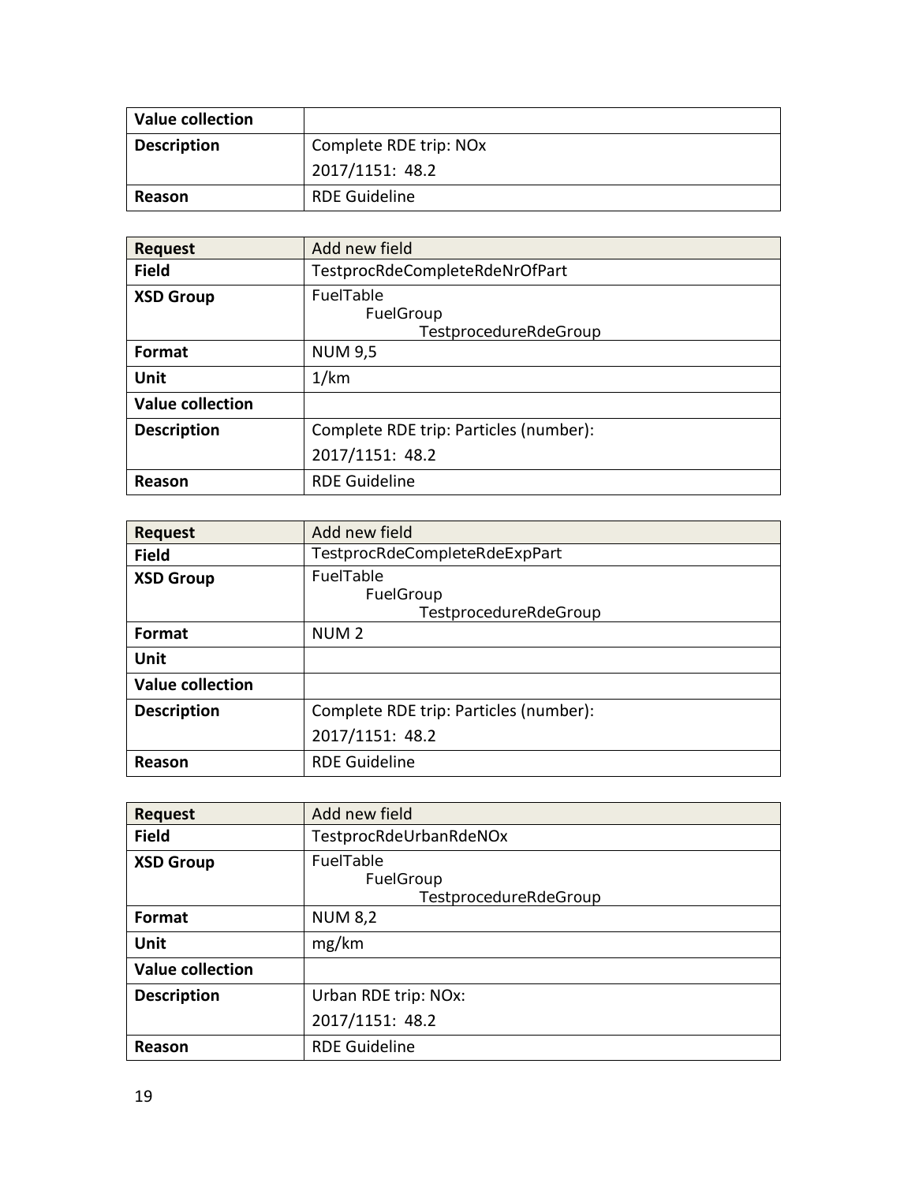| Value collection | |
|---|---|
| Description | Complete RDE trip: NOx<br>2017/1151: 48.2 |
| Reason | RDE Guideline |

| Request | Add new field |
|---|---|
| Field | TestprocRdeCompleteRdeNrOfPart |
| XSD Group | FuelTable<br>FuelGroup<br>TestprocedureRdeGroup |
| Format | NUM 9,5 |
| Unit | 1/km |
| Value collection | |
| Description | Complete RDE trip: Particles (number):<br>2017/1151: 48.2 |
| Reason | RDE Guideline |

| Request | Add new field |
|---|---|
| Field | TestprocRdeCompleteRdeExpPart |
| XSD Group | FuelTable<br>FuelGroup<br>TestprocedureRdeGroup |
| Format | NUM 2 |
| Unit | |
| Value collection | |
| Description | Complete RDE trip: Particles (number):<br>2017/1151: 48.2 |
| Reason | RDE Guideline |

| Request | Add new field |
|---|---|
| Field | TestprocRdeUrbanRdeNOx |
| XSD Group | FuelTable<br>FuelGroup<br>TestprocedureRdeGroup |
| Format | NUM 8,2 |
| Unit | mg/km |
| Value collection | |
| Description | Urban RDE trip: NOx:<br>2017/1151: 48.2 |
| Reason | RDE Guideline |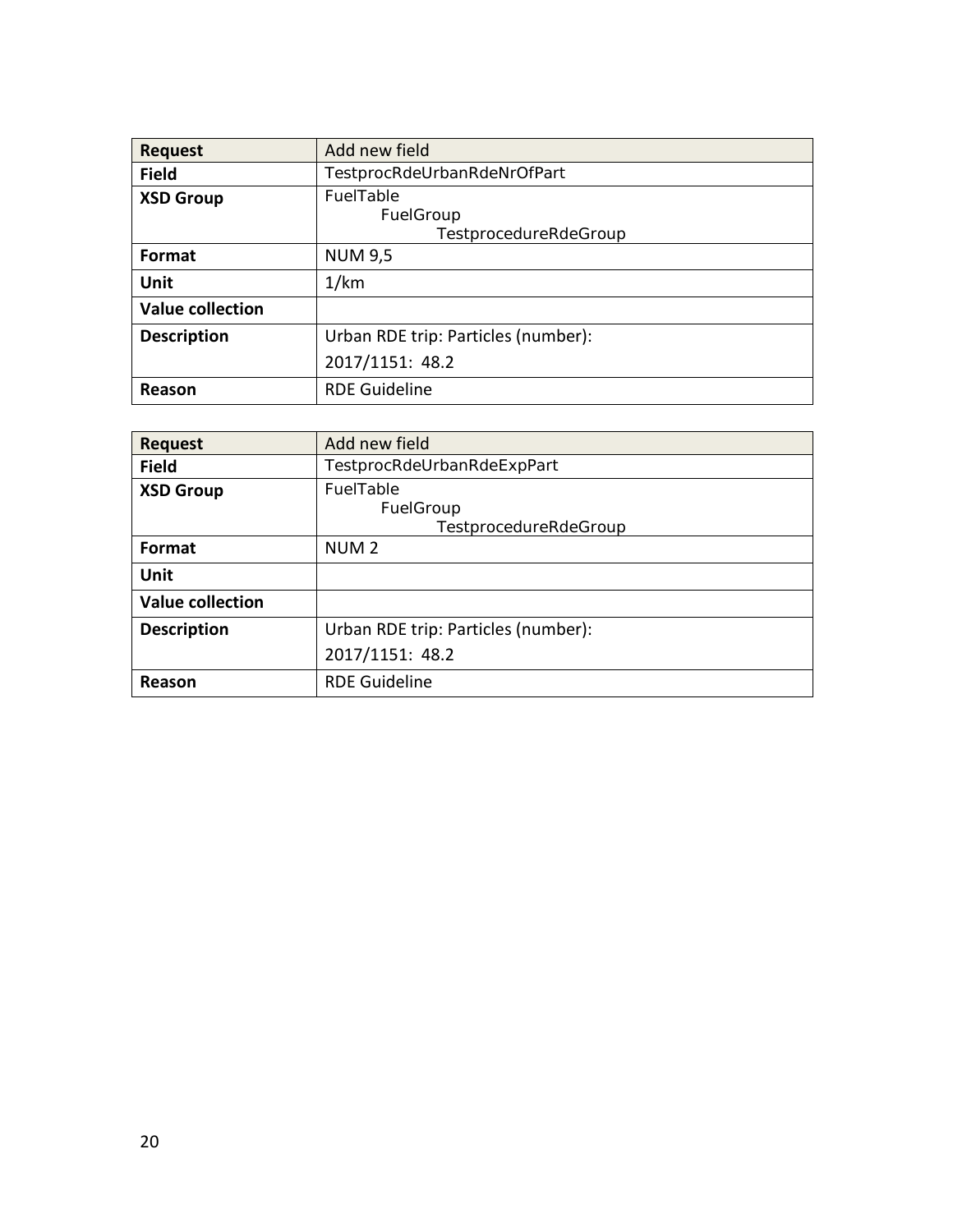| Request | Add new field |
| --- | --- |
| **Field** | TestprocRdeUrbanRdeNrOfPart |
| **XSD Group** | FuelTable<br>FuelGroup<br>TestprocedureRdeGroup |
| **Format** | NUM 9,5 |
| **Unit** | 1/km |
| **Value collection** | |
| **Description** | Urban RDE trip: Particles (number):<br>2017/1151: 48.2 |
| **Reason** | RDE Guideline |

| Request | Add new field |
| --- | --- |
| **Field** | TestprocRdeUrbanRdeExpPart |
| **XSD Group** | FuelTable<br>FuelGroup<br>TestprocedureRdeGroup |
| **Format** | NUM 2 |
| **Unit** | |
| **Value collection** | |
| **Description** | Urban RDE trip: Particles (number):<br>2017/1151: 48.2 |
| **Reason** | RDE Guideline |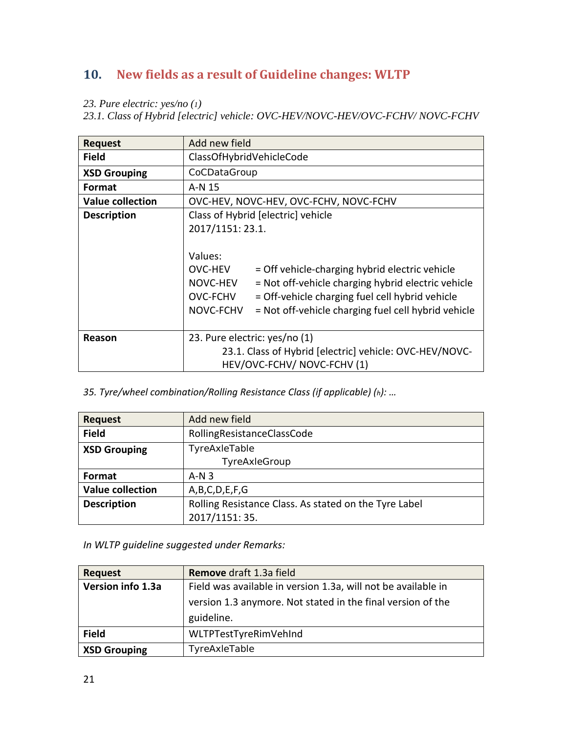## 10. New fields as a result of Guideline changes: WLTP

*23. Pure electric: yes/no (1)*
*23.1. Class of Hybrid [electric] vehicle: OVC-HEV/NOVC-HEV/OVC-FCHV/ NOVC-FCHV*

| **Request** | Add new field |
|---|---|
| **Field** | ClassOfHybridVehicleCode |
| **XSD Grouping** | CoCDataGroup |
| **Format** | A-N 15 |
| **Value collection** | OVC-HEV, NOVC-HEV, OVC-FCHV, NOVC-FCHV |
| **Description** | Class of Hybrid [electric] vehicle<br>2017/1151: 23.1.<br><br>Values:<br>OVC-HEV = Off vehicle-charging hybrid electric vehicle<br>NOVC-HEV = Not off-vehicle charging hybrid electric vehicle<br>OVC-FCHV = Off-vehicle charging fuel cell hybrid vehicle<br>NOVC-FCHV = Not off-vehicle charging fuel cell hybrid vehicle |
| **Reason** | 23. Pure electric: yes/no (1)<br>23.1. Class of Hybrid [electric] vehicle: OVC-HEV/NOVC-HEV/OVC-FCHV/ NOVC-FCHV (1) |

*35. Tyre/wheel combination/Rolling Resistance Class (if applicable) (h): …*

| **Request** | Add new field |
|---|---|
| **Field** | RollingResistanceClassCode |
| **XSD Grouping** | TyreAxleTable<br>TyreAxleGroup |
| **Format** | A-N 3 |
| **Value collection** | A,B,C,D,E,F,G |
| **Description** | Rolling Resistance Class. As stated on the Tyre Label<br>2017/1151: 35. |

*In WLTP guideline suggested under Remarks:*

| **Request** | **Remove** draft 1.3a field |
|---|---|
| **Version info 1.3a** | Field was available in version 1.3a, will not be available in version 1.3 anymore. Not stated in the final version of the guideline. |
| **Field** | WLTPTestTyreRimVehInd |
| **XSD Grouping** | TyreAxleTable |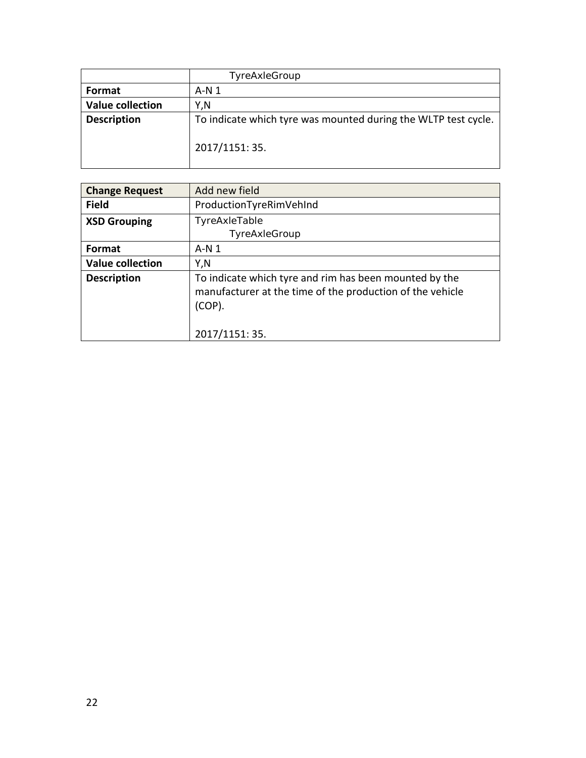| | TyreAxleGroup |
|---|---|
| **Format** | A-N 1 |
| **Value collection** | Y,N |
| **Description** | To indicate which tyre was mounted during the WLTP test cycle.<br><br>2017/1151: 35. |

| **Change Request** | Add new field |
|---|---|
| **Field** | ProductionTyreRimVehInd |
| **XSD Grouping** | TyreAxleTable<br>TyreAxleGroup |
| **Format** | A-N 1 |
| **Value collection** | Y,N |
| **Description** | To indicate which tyre and rim has been mounted by the manufacturer at the time of the production of the vehicle (COP).<br><br>2017/1151: 35. |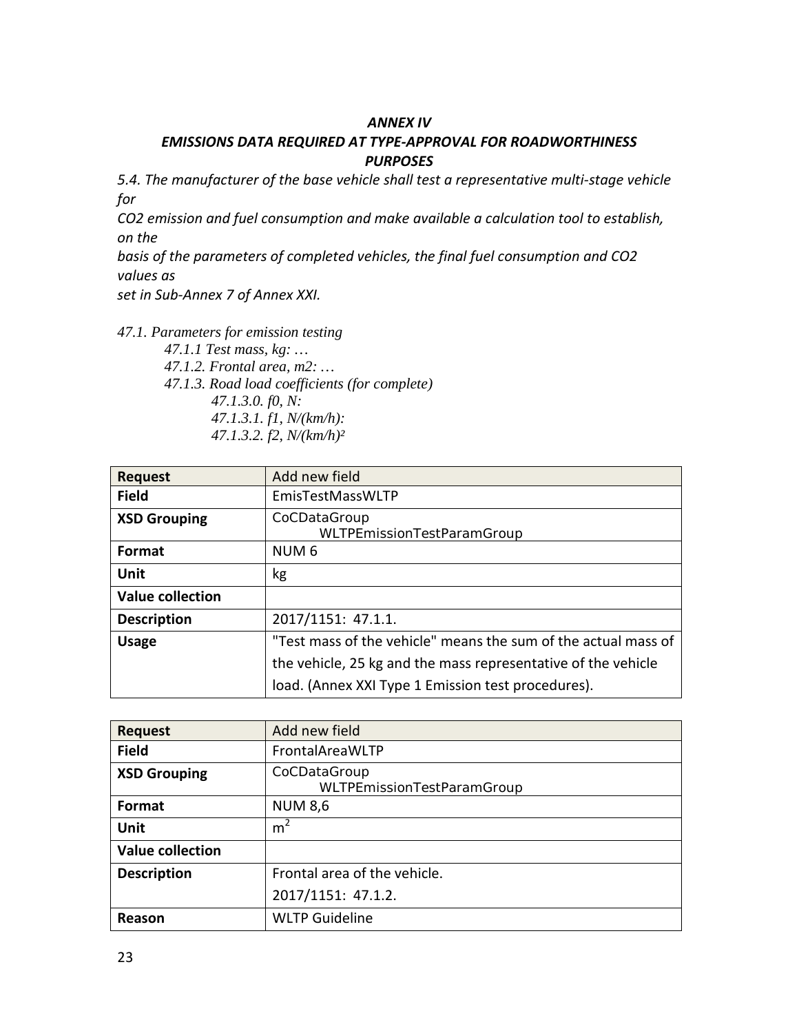***ANNEX IV***

***EMISSIONS DATA REQUIRED AT TYPE-APPROVAL FOR ROADWORTHINESS PURPOSES***

*5.4. The manufacturer of the base vehicle shall test a representative multi-stage vehicle for*
*$CO_2$ emission and fuel consumption and make available a calculation tool to establish, on the*
*basis of the parameters of completed vehicles, the final fuel consumption and $CO_2$ values as*
*set in Sub-Annex 7 of Annex XXI.*

*47.1. Parameters for emission testing*

- *47.1.1 Test mass, kg: …*
- *47.1.2. Frontal area, m2: …*
- *47.1.3. Road load coefficients (for complete)*
  - *47.1.3.0. f0, N:*
  - *47.1.3.1. f1, N/(km/h):*
  - *47.1.3.2. f2, N/(km/h)²*

| **Request** | Add new field |
|---|---|
| **Field** | EmisTestMassWLTP |
| **XSD Grouping** | CoCDataGroup<br>WLTPEmissionTestParamGroup |
| **Format** | NUM 6 |
| **Unit** | kg |
| **Value collection** | |
| **Description** | 2017/1151: 47.1.1. |
| **Usage** | "Test mass of the vehicle" means the sum of the actual mass of the vehicle, 25 kg and the mass representative of the vehicle load. (Annex XXI Type 1 Emission test procedures). |

| **Request** | Add new field |
|---|---|
| **Field** | FrontalAreaWLTP |
| **XSD Grouping** | CoCDataGroup<br>WLTPEmissionTestParamGroup |
| **Format** | NUM 8,6 |
| **Unit** | $m^2$ |
| **Value collection** | |
| **Description** | Frontal area of the vehicle.<br>2017/1151: 47.1.2. |
| **Reason** | WLTP Guideline |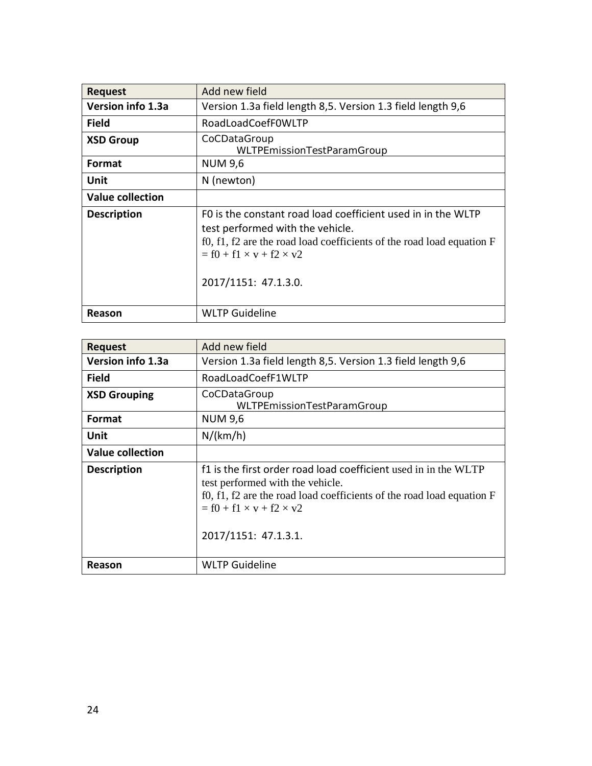| Request | Add new field |
| --- | --- |
| Version info 1.3a | Version 1.3a field length 8,5. Version 1.3 field length 9,6 |
| Field | RoadLoadCoefF0WLTP |
| XSD Group | CoCDataGroup<br>WLTPEmissionTestParamGroup |
| Format | NUM 9,6 |
| Unit | N (newton) |
| Value collection | |
| Description | F0 is the constant road load coefficient used in in the WLTP test performed with the vehicle.<br>f0, f1, f2 are the road load coefficients of the road load equation $F = f0 + f1 \times v + f2 \times v2$<br><br>2017/1151: 47.1.3.0. |
| Reason | WLTP Guideline |

| Request | Add new field |
| --- | --- |
| Version info 1.3a | Version 1.3a field length 8,5. Version 1.3 field length 9,6 |
| Field | RoadLoadCoefF1WLTP |
| XSD Grouping | CoCDataGroup<br>WLTPEmissionTestParamGroup |
| Format | NUM 9,6 |
| Unit | N/(km/h) |
| Value collection | |
| Description | f1 is the first order road load coefficient used in in the WLTP test performed with the vehicle.<br>f0, f1, f2 are the road load coefficients of the road load equation $F = f0 + f1 \times v + f2 \times v2$<br><br>2017/1151: 47.1.3.1. |
| Reason | WLTP Guideline |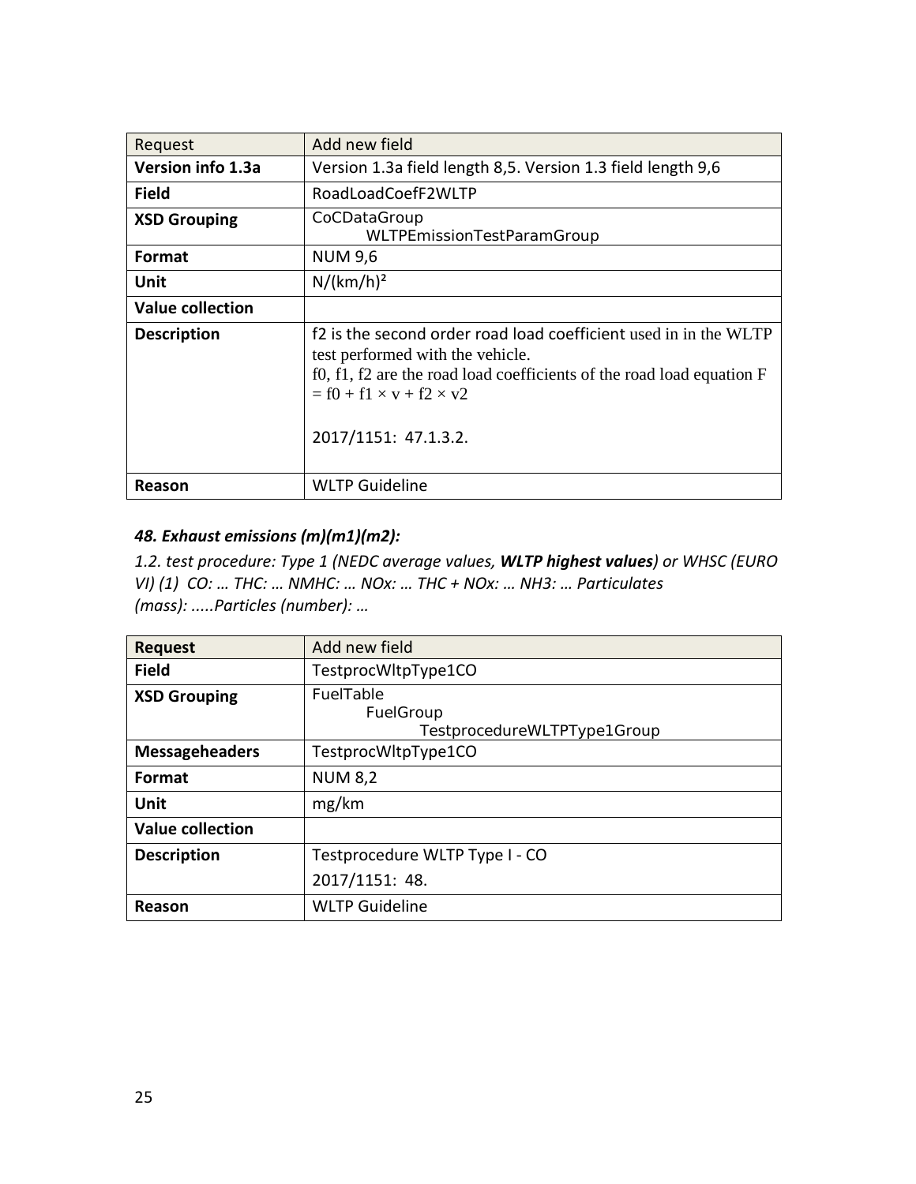| Request | Add new field |
| --- | --- |
| **Version info 1.3a** | Version 1.3a field length 8,5. Version 1.3 field length 9,6 |
| **Field** | RoadLoadCoefF2WLTP |
| **XSD Grouping** | CoCDataGroup<br>WLTPEmissionTestParamGroup |
| **Format** | NUM 9,6 |
| **Unit** | $N/(km/h)^2$ |
| **Value collection** | |
| **Description** | f2 is the second order road load coefficient used in in the WLTP test performed with the vehicle.<br>f0, f1, f2 are the road load coefficients of the road load equation $F = f0 + f1 \times v + f2 \times v2$<br><br>2017/1151: 47.1.3.2. |
| **Reason** | WLTP Guideline |

***48. Exhaust emissions (m)(m1)(m2):***

*1.2. test procedure: Type 1 (NEDC average values, **WLTP highest values**) or WHSC (EURO VI) (1) CO: … THC: … NMHC: … NOx: … THC + NOx: … NH3: … Particulates (mass): .....Particles (number): …*

| **Request** | Add new field |
| --- | --- |
| **Field** | TestprocWltpType1CO |
| **XSD Grouping** | FuelTable<br>FuelGroup<br>TestprocedureWLTPType1Group |
| **Messageheaders** | TestprocWltpType1CO |
| **Format** | NUM 8,2 |
| **Unit** | mg/km |
| **Value collection** | |
| **Description** | Testprocedure WLTP Type I - CO<br>2017/1151: 48. |
| **Reason** | WLTP Guideline |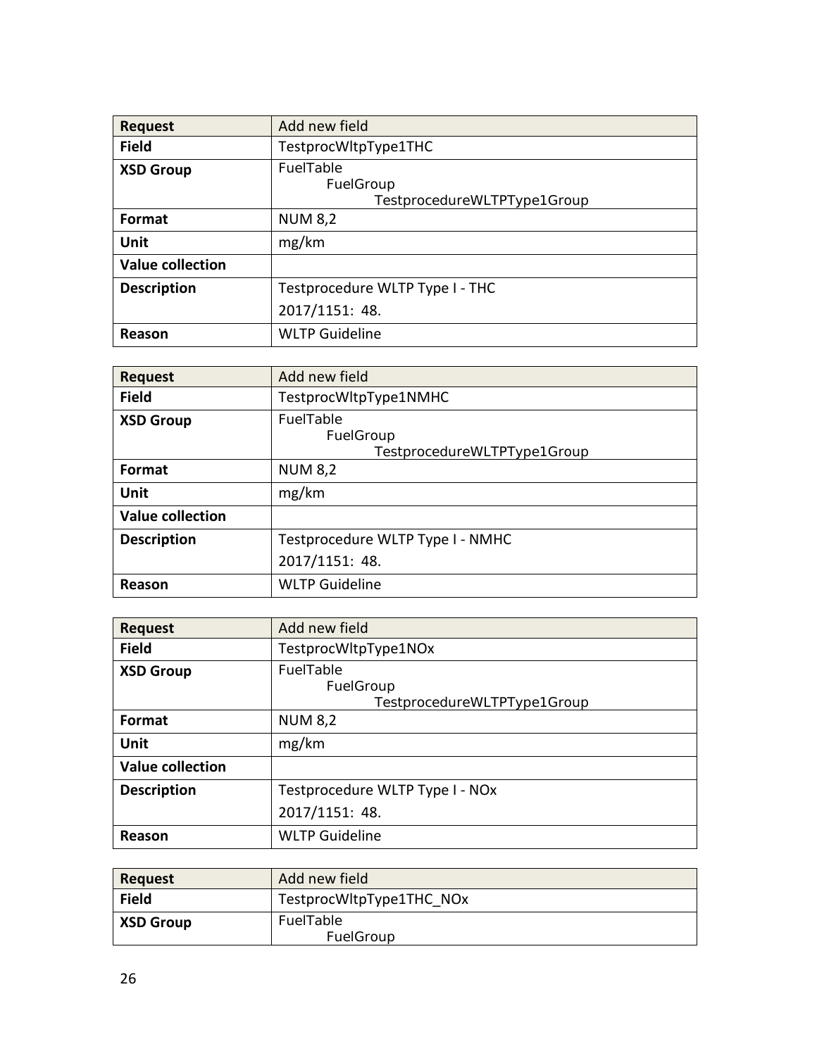| Request | Add new field |
|---|---|
| **Field** | TestprocWltpType1THC |
| **XSD Group** | FuelTable<br>FuelGroup<br>TestprocedureWLTPType1Group |
| **Format** | NUM 8,2 |
| **Unit** | mg/km |
| **Value collection** | |
| **Description** | Testprocedure WLTP Type I - THC<br>2017/1151: 48. |
| **Reason** | WLTP Guideline |

| Request | Add new field |
|---|---|
| **Field** | TestprocWltpType1NMHC |
| **XSD Group** | FuelTable<br>FuelGroup<br>TestprocedureWLTPType1Group |
| **Format** | NUM 8,2 |
| **Unit** | mg/km |
| **Value collection** | |
| **Description** | Testprocedure WLTP Type I - NMHC<br>2017/1151: 48. |
| **Reason** | WLTP Guideline |

| Request | Add new field |
|---|---|
| **Field** | TestprocWltpType1NOx |
| **XSD Group** | FuelTable<br>FuelGroup<br>TestprocedureWLTPType1Group |
| **Format** | NUM 8,2 |
| **Unit** | mg/km |
| **Value collection** | |
| **Description** | Testprocedure WLTP Type I - NOx<br>2017/1151: 48. |
| **Reason** | WLTP Guideline |

| Request | Add new field |
|---|---|
| **Field** | TestprocWltpType1THC_NOx |
| **XSD Group** | FuelTable<br>FuelGroup |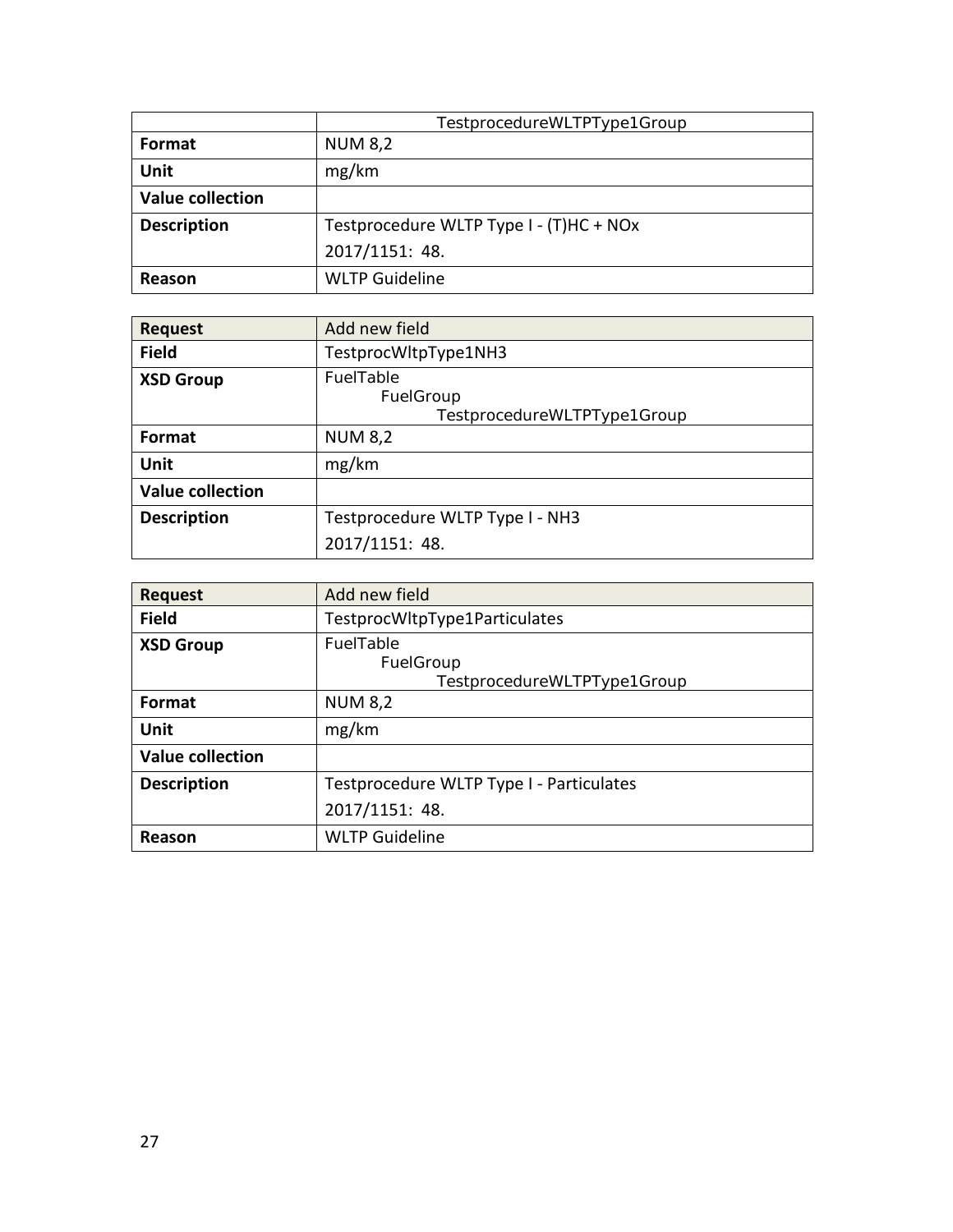| | TestprocedureWLTPType1Group |
|---|---|
| **Format** | NUM 8,2 |
| **Unit** | mg/km |
| **Value collection** | |
| **Description** | Testprocedure WLTP Type I - (T)HC + NOx<br>2017/1151: 48. |
| **Reason** | WLTP Guideline |

| **Request** | Add new field |
|---|---|
| **Field** | TestprocWltpType1NH3 |
| **XSD Group** | FuelTable<br>FuelGroup<br>TestprocedureWLTPType1Group |
| **Format** | NUM 8,2 |
| **Unit** | mg/km |
| **Value collection** | |
| **Description** | Testprocedure WLTP Type I - NH3<br>2017/1151: 48. |

| **Request** | Add new field |
|---|---|
| **Field** | TestprocWltpType1Particulates |
| **XSD Group** | FuelTable<br>FuelGroup<br>TestprocedureWLTPType1Group |
| **Format** | NUM 8,2 |
| **Unit** | mg/km |
| **Value collection** | |
| **Description** | Testprocedure WLTP Type I - Particulates<br>2017/1151: 48. |
| **Reason** | WLTP Guideline |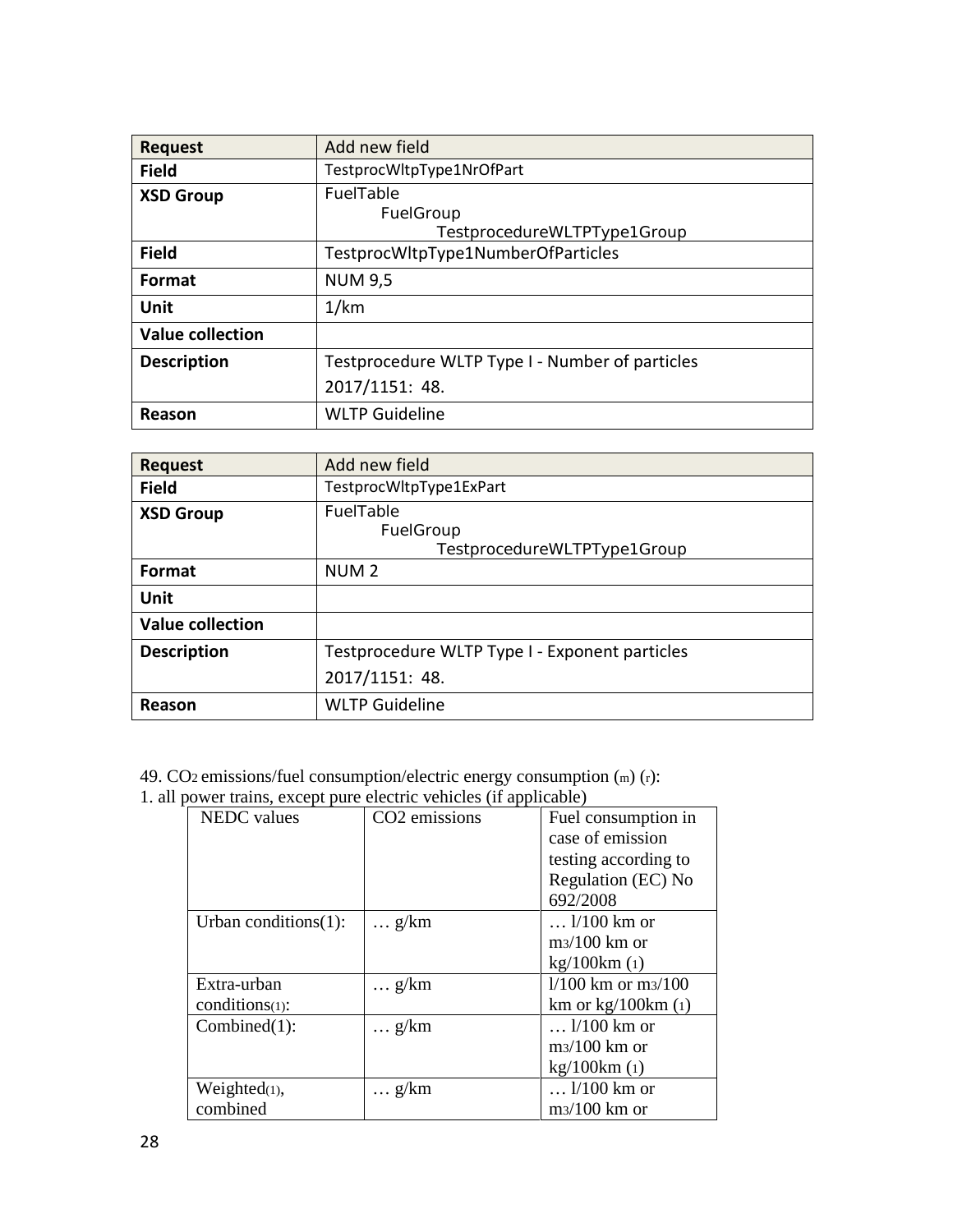| Request | Add new field |
|---|---|
| Field | TestprocWltpType1NrOfPart |
| XSD Group | FuelTable<br>FuelGroup<br>TestprocedureWLTPType1Group |
| Field | TestprocWltpType1NumberOfParticles |
| Format | NUM 9,5 |
| Unit | 1/km |
| Value collection | |
| Description | Testprocedure WLTP Type I - Number of particles<br>2017/1151: 48. |
| Reason | WLTP Guideline |

| Request | Add new field |
|---|---|
| Field | TestprocWltpType1ExPart |
| XSD Group | FuelTable<br>FuelGroup<br>TestprocedureWLTPType1Group |
| Format | NUM 2 |
| Unit | |
| Value collection | |
| Description | Testprocedure WLTP Type I - Exponent particles<br>2017/1151: 48. |
| Reason | WLTP Guideline |

49. $CO_2$ emissions/fuel consumption/electric energy consumption (m) (r):

1. all power trains, except pure electric vehicles (if applicable)

| NEDC values | CO2 emissions | Fuel consumption in case of emission testing according to Regulation (EC) No 692/2008 |
|---|---|---|
| Urban conditions(1): | … g/km | … l/100 km or m3/100 km or kg/100km (1) |
| Extra-urban conditions(1): | … g/km | l/100 km or m3/100 km or kg/100km (1) |
| Combined(1): | … g/km | … l/100 km or m3/100 km or kg/100km (1) |
| Weighted(1), combined | … g/km | … l/100 km or m3/100 km or |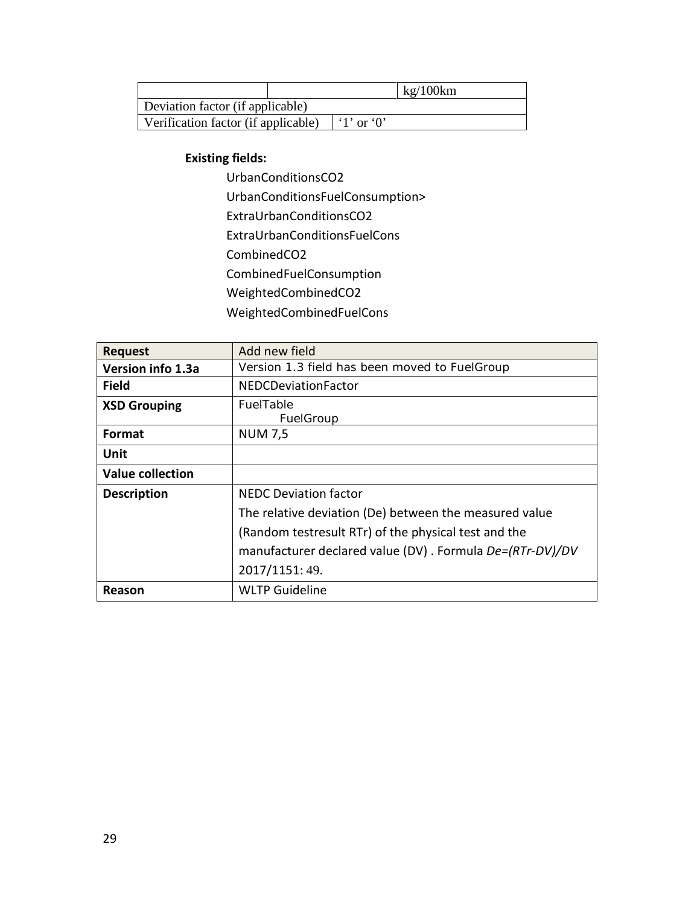|  |  | kg/100km |
|---|---|---|
| Deviation factor (if applicable) | | |
| Verification factor (if applicable) | ‘1’ or ‘0’ | |

**Existing fields:**

UrbanConditionsCO2
UrbanConditionsFuelConsumption>
ExtraUrbanConditionsCO2
ExtraUrbanConditionsFuelCons
CombinedCO2
CombinedFuelConsumption
WeightedCombinedCO2
WeightedCombinedFuelCons

| **Request** | Add new field |
|---|---|
| **Version info 1.3a** | Version 1.3 field has been moved to FuelGroup |
| **Field** | NEDCDeviationFactor |
| **XSD Grouping** | FuelTable<br>FuelGroup |
| **Format** | NUM 7,5 |
| **Unit** | |
| **Value collection** | |
| **Description** | NEDC Deviation factor<br>The relative deviation (De) between the measured value (Random testresult RTr) of the physical test and the manufacturer declared value (DV) . Formula *De=(RTr-DV)/DV* 2017/1151: 49. |
| **Reason** | WLTP Guideline |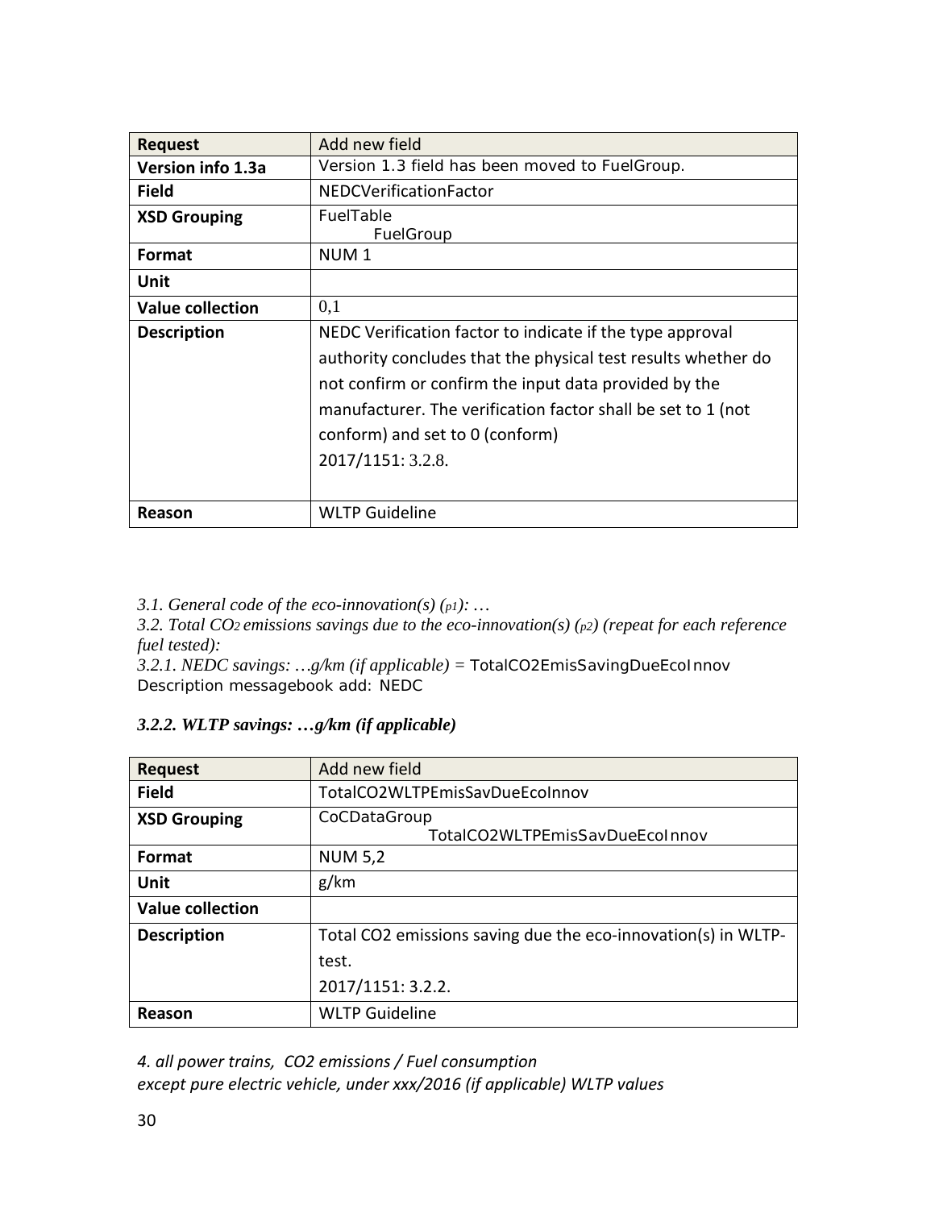| Request | Add new field |
| --- | --- |
| Version info 1.3a | Version 1.3 field has been moved to FuelGroup. |
| Field | NEDCVerificationFactor |
| XSD Grouping | FuelTable<br>FuelGroup |
| Format | NUM 1 |
| Unit | |
| Value collection | 0,1 |
| Description | NEDC Verification factor to indicate if the type approval authority concludes that the physical test results whether do not confirm or confirm the input data provided by the manufacturer. The verification factor shall be set to 1 (not conform) and set to 0 (conform)<br>2017/1151: 3.2.8. |
| Reason | WLTP Guideline |

*3.1. General code of the eco-innovation(s) (p1): …*
*3.2. Total $CO_2$ emissions savings due to the eco-innovation(s) (p2) (repeat for each reference fuel tested):*
*3.2.1. NEDC savings: …g/km (if applicable)* = TotalCO2EmisSavingDueEcoInnov
Description messagebook add: NEDC

***3.2.2. WLTP savings: …g/km (if applicable)***

| Request | Add new field |
| --- | --- |
| Field | TotalCO2WLTPEmisSavDueEcoInnov |
| XSD Grouping | CoCDataGroup<br>TotalCO2WLTPEmisSavDueEcoInnov |
| Format | NUM 5,2 |
| Unit | g/km |
| Value collection | |
| Description | Total CO2 emissions saving due the eco-innovation(s) in WLTP-test.<br>2017/1151: 3.2.2. |
| Reason | WLTP Guideline |

*4. all power trains, CO2 emissions / Fuel consumption*
*except pure electric vehicle, under xxx/2016 (if applicable) WLTP values*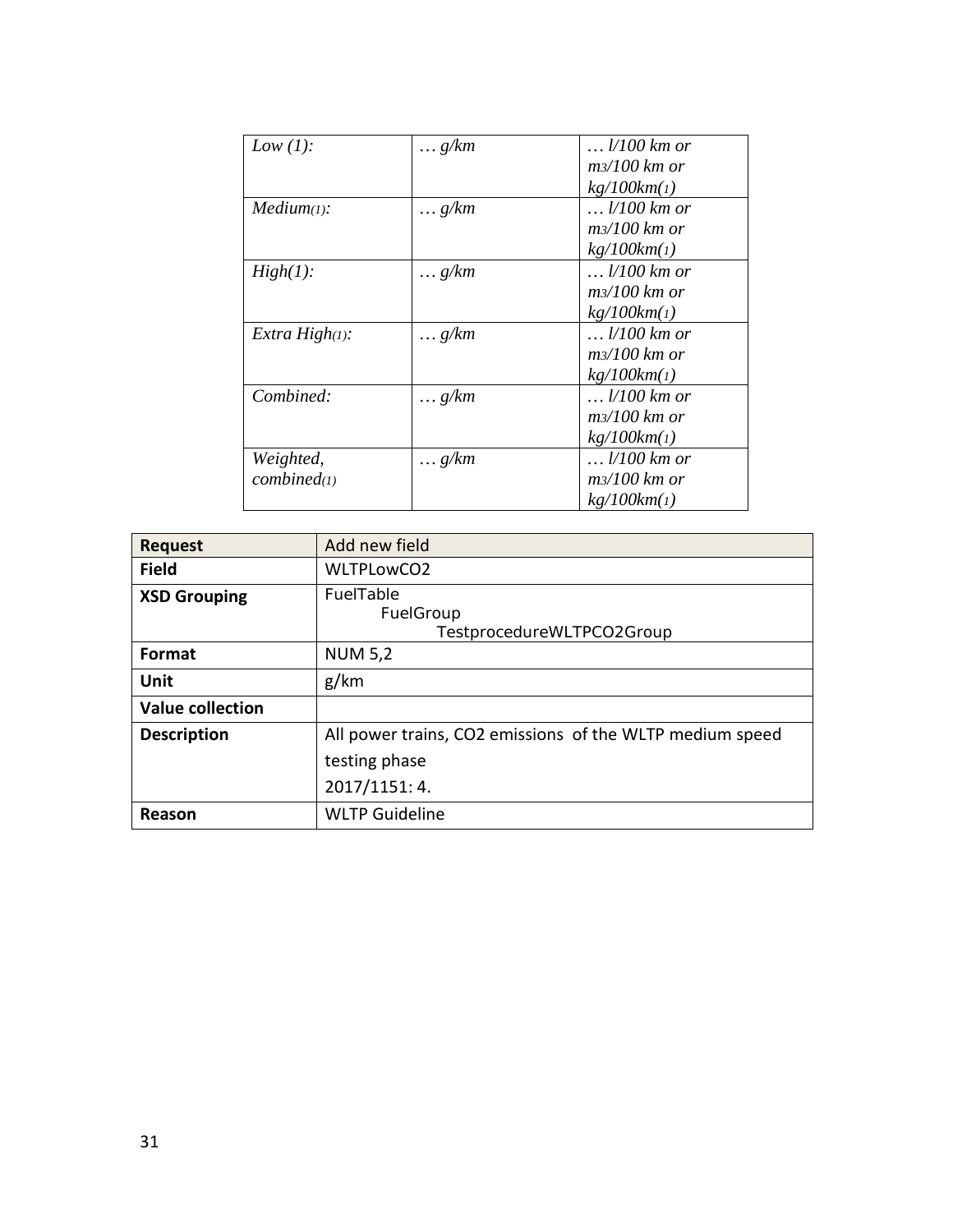| | | |
|---|---|---|
| *Low (1):* | *… g/km* | *… l/100 km or m3/100 km or kg/100km(1)* |
| *Medium(1):* | *… g/km* | *… l/100 km or m3/100 km or kg/100km(1)* |
| *High(1):* | *… g/km* | *… l/100 km or m3/100 km or kg/100km(1)* |
| *Extra High(1):* | *… g/km* | *… l/100 km or m3/100 km or kg/100km(1)* |
| *Combined:* | *… g/km* | *… l/100 km or m3/100 km or kg/100km(1)* |
| *Weighted, combined(1)* | *… g/km* | *… l/100 km or m3/100 km or kg/100km(1)* |

| **Request** | Add new field |
|---|---|
| **Field** | WLTPLowCO2 |
| **XSD Grouping** | FuelTable<br>FuelGroup<br>TestprocedureWLTPCO2Group |
| **Format** | NUM 5,2 |
| **Unit** | g/km |
| **Value collection** | |
| **Description** | All power trains, CO2 emissions of the WLTP medium speed testing phase<br>2017/1151: 4. |
| **Reason** | WLTP Guideline |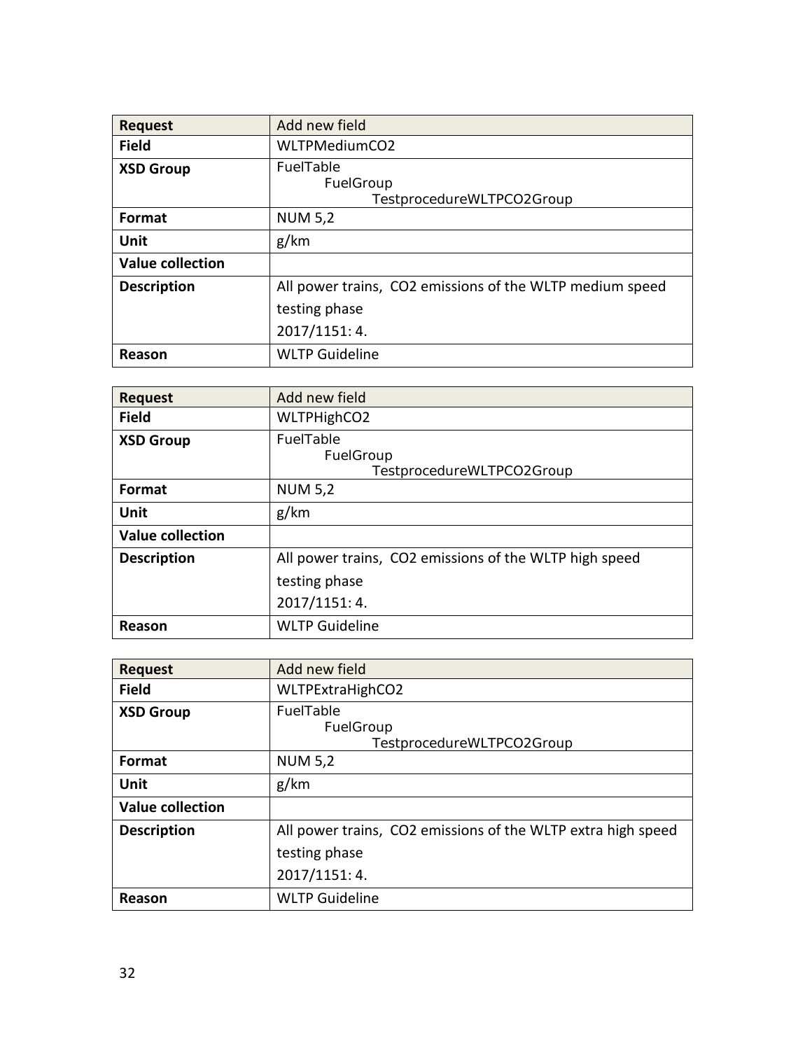| Request | Add new field |
|---|---|
| **Field** | WLTPMediumCO2 |
| **XSD Group** | FuelTable<br>FuelGroup<br>TestprocedureWLTPCO2Group |
| **Format** | NUM 5,2 |
| **Unit** | g/km |
| **Value collection** | |
| **Description** | All power trains, CO2 emissions of the WLTP medium speed testing phase<br>2017/1151: 4. |
| **Reason** | WLTP Guideline |

| Request | Add new field |
|---|---|
| **Field** | WLTPHighCO2 |
| **XSD Group** | FuelTable<br>FuelGroup<br>TestprocedureWLTPCO2Group |
| **Format** | NUM 5,2 |
| **Unit** | g/km |
| **Value collection** | |
| **Description** | All power trains, CO2 emissions of the WLTP high speed testing phase<br>2017/1151: 4. |
| **Reason** | WLTP Guideline |

| Request | Add new field |
|---|---|
| **Field** | WLTPExtraHighCO2 |
| **XSD Group** | FuelTable<br>FuelGroup<br>TestprocedureWLTPCO2Group |
| **Format** | NUM 5,2 |
| **Unit** | g/km |
| **Value collection** | |
| **Description** | All power trains, CO2 emissions of the WLTP extra high speed testing phase<br>2017/1151: 4. |
| **Reason** | WLTP Guideline |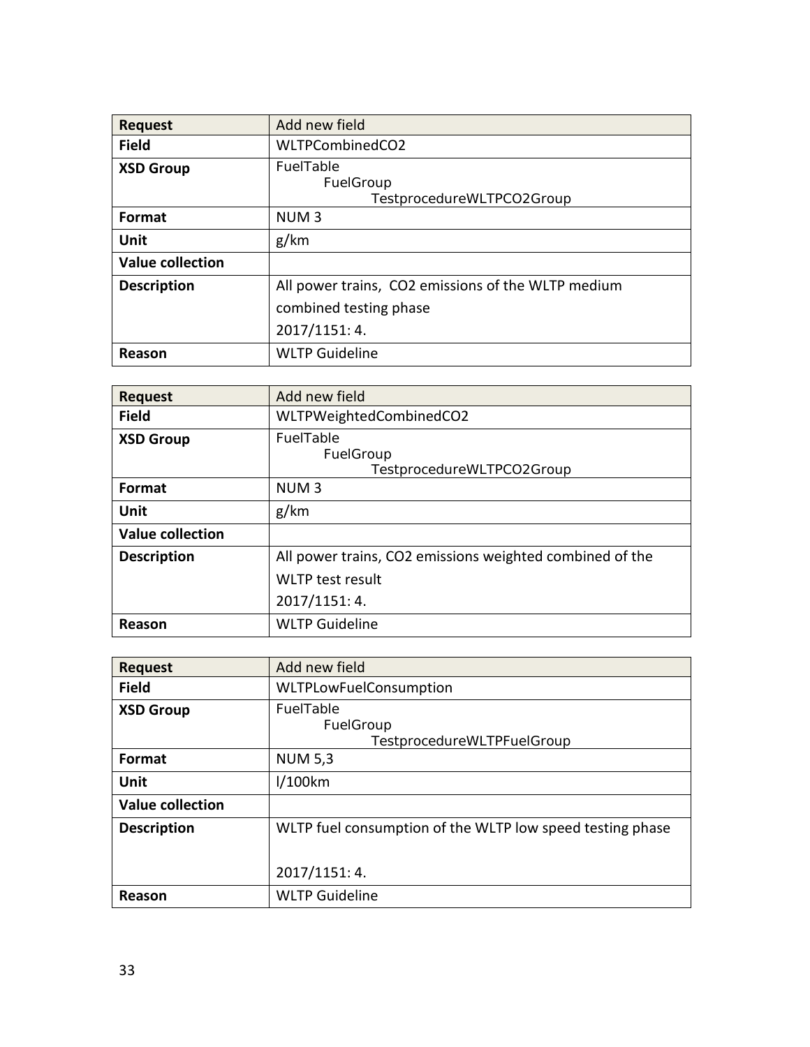| Request | Add new field |
| --- | --- |
| **Field** | WLTPCombinedCO2 |
| **XSD Group** | FuelTable<br>FuelGroup<br>TestprocedureWLTPCO2Group |
| **Format** | NUM 3 |
| **Unit** | g/km |
| **Value collection** | |
| **Description** | All power trains, CO2 emissions of the WLTP medium combined testing phase<br>2017/1151: 4. |
| **Reason** | WLTP Guideline |

| Request | Add new field |
| --- | --- |
| **Field** | WLTPWeightedCombinedCO2 |
| **XSD Group** | FuelTable<br>FuelGroup<br>TestprocedureWLTPCO2Group |
| **Format** | NUM 3 |
| **Unit** | g/km |
| **Value collection** | |
| **Description** | All power trains, CO2 emissions weighted combined of the WLTP test result<br>2017/1151: 4. |
| **Reason** | WLTP Guideline |

| Request | Add new field |
| --- | --- |
| **Field** | WLTPLowFuelConsumption |
| **XSD Group** | FuelTable<br>FuelGroup<br>TestprocedureWLTPFuelGroup |
| **Format** | NUM 5,3 |
| **Unit** | l/100km |
| **Value collection** | |
| **Description** | WLTP fuel consumption of the WLTP low speed testing phase<br><br>2017/1151: 4. |
| **Reason** | WLTP Guideline |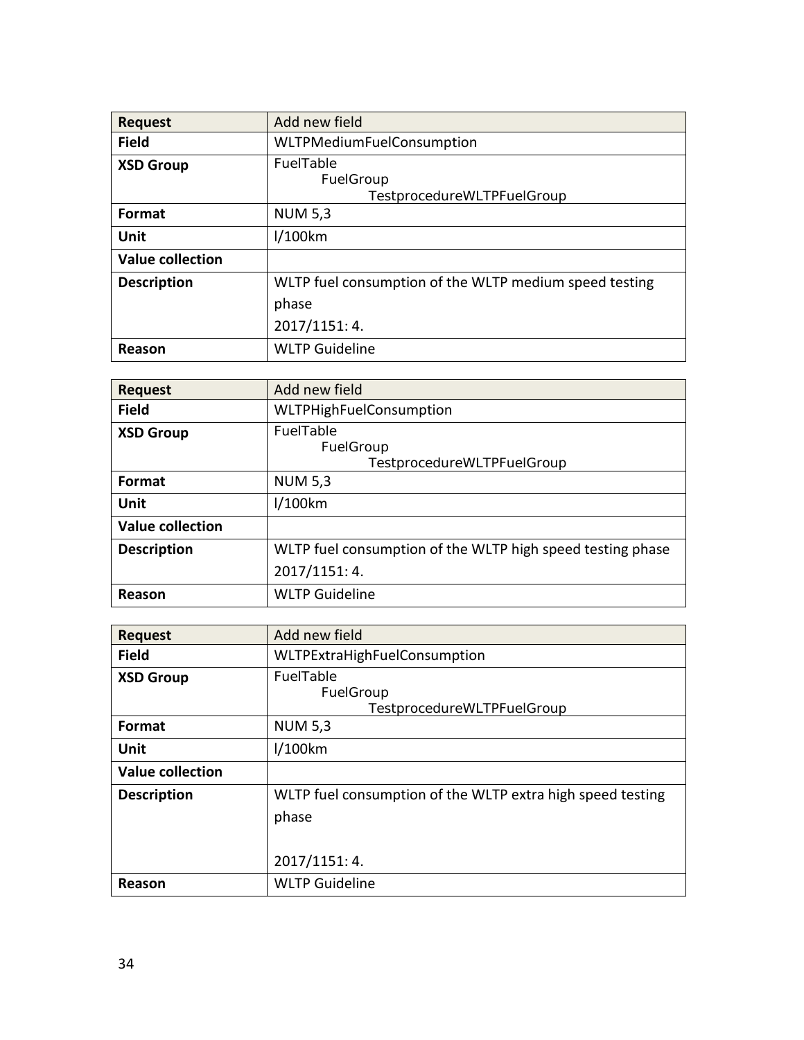| Request | Add new field |
|---|---|
| **Field** | WLTPMediumFuelConsumption |
| **XSD Group** | FuelTable<br>FuelGroup<br>TestprocedureWLTPFuelGroup |
| **Format** | NUM 5,3 |
| **Unit** | l/100km |
| **Value collection** | |
| **Description** | WLTP fuel consumption of the WLTP medium speed testing phase<br>2017/1151: 4. |
| **Reason** | WLTP Guideline |

| Request | Add new field |
|---|---|
| **Field** | WLTPHighFuelConsumption |
| **XSD Group** | FuelTable<br>FuelGroup<br>TestprocedureWLTPFuelGroup |
| **Format** | NUM 5,3 |
| **Unit** | l/100km |
| **Value collection** | |
| **Description** | WLTP fuel consumption of the WLTP high speed testing phase<br>2017/1151: 4. |
| **Reason** | WLTP Guideline |

| Request | Add new field |
|---|---|
| **Field** | WLTPExtraHighFuelConsumption |
| **XSD Group** | FuelTable<br>FuelGroup<br>TestprocedureWLTPFuelGroup |
| **Format** | NUM 5,3 |
| **Unit** | l/100km |
| **Value collection** | |
| **Description** | WLTP fuel consumption of the WLTP extra high speed testing phase<br><br>2017/1151: 4. |
| **Reason** | WLTP Guideline |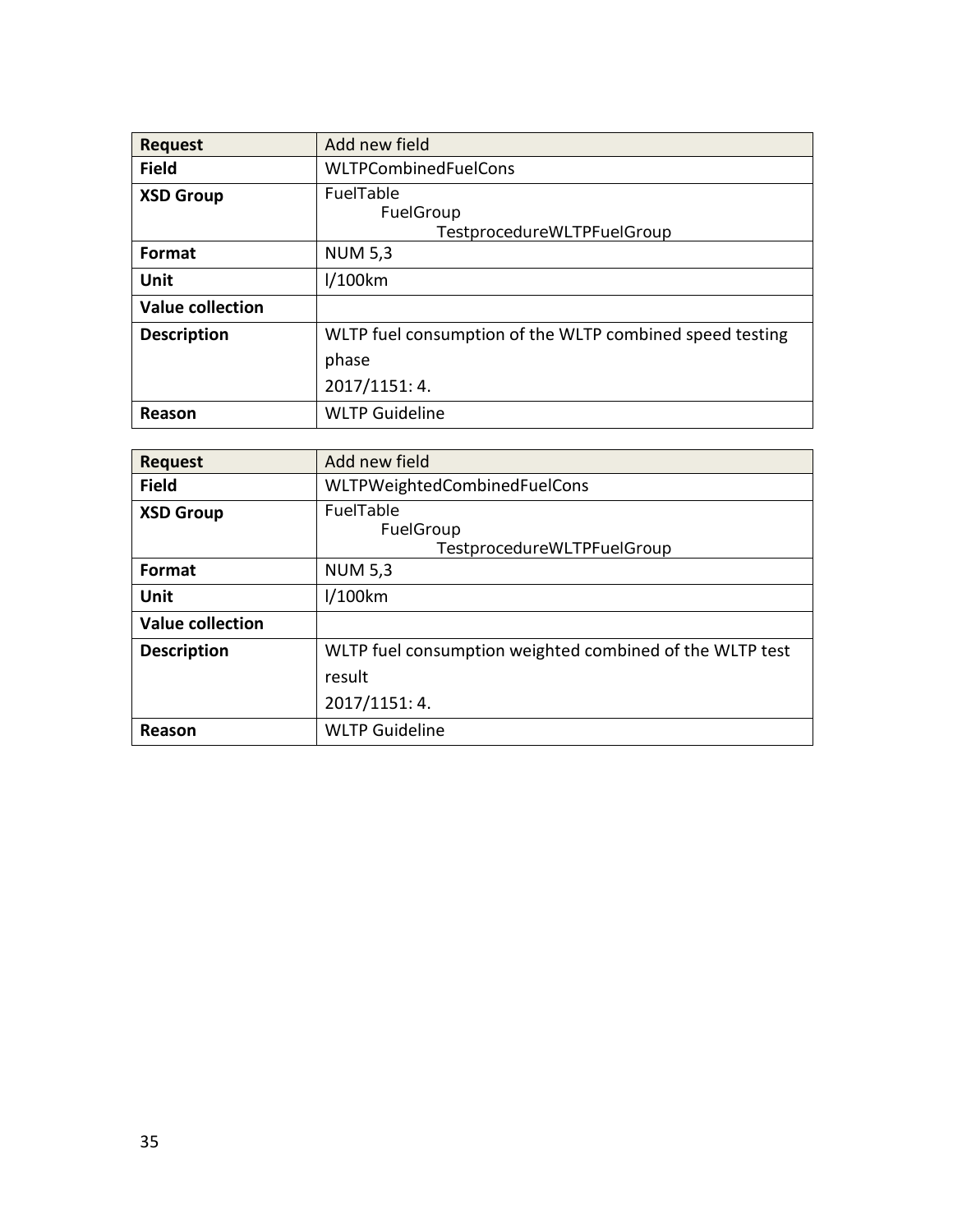| Request | Add new field |
| --- | --- |
| **Field** | WLTPCombinedFuelCons |
| **XSD Group** | FuelTable<br>&nbsp;&nbsp;&nbsp;&nbsp;FuelGroup<br>&nbsp;&nbsp;&nbsp;&nbsp;&nbsp;&nbsp;&nbsp;&nbsp;TestprocedureWLTPFuelGroup |
| **Format** | NUM 5,3 |
| **Unit** | l/100km |
| **Value collection** | |
| **Description** | WLTP fuel consumption of the WLTP combined speed testing phase<br>2017/1151: 4. |
| **Reason** | WLTP Guideline |

| Request | Add new field |
| --- | --- |
| **Field** | WLTPWeightedCombinedFuelCons |
| **XSD Group** | FuelTable<br>&nbsp;&nbsp;&nbsp;&nbsp;FuelGroup<br>&nbsp;&nbsp;&nbsp;&nbsp;&nbsp;&nbsp;&nbsp;&nbsp;TestprocedureWLTPFuelGroup |
| **Format** | NUM 5,3 |
| **Unit** | l/100km |
| **Value collection** | |
| **Description** | WLTP fuel consumption weighted combined of the WLTP test result<br>2017/1151: 4. |
| **Reason** | WLTP Guideline |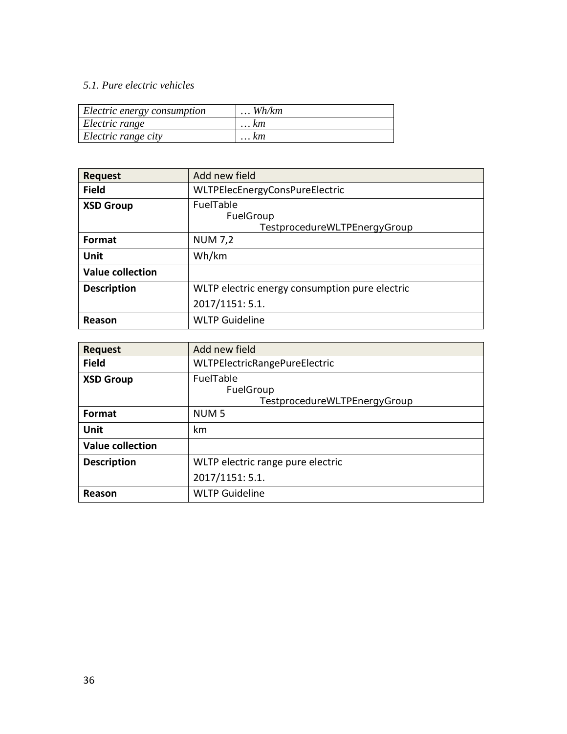*5.1. Pure electric vehicles*

| *Electric energy consumption* | *… Wh/km* |
|---|---|
| *Electric range* | *… km* |
| *Electric range city* | *… km* |

| **Request** | Add new field |
|---|---|
| **Field** | WLTPElecEnergyConsPureElectric |
| **XSD Group** | FuelTable<br>FuelGroup<br>TestprocedureWLTPEnergyGroup |
| **Format** | NUM 7,2 |
| **Unit** | Wh/km |
| **Value collection** | |
| **Description** | WLTP electric energy consumption pure electric<br>2017/1151: 5.1. |
| **Reason** | WLTP Guideline |

| **Request** | Add new field |
|---|---|
| **Field** | WLTPElectricRangePureElectric |
| **XSD Group** | FuelTable<br>FuelGroup<br>TestprocedureWLTPEnergyGroup |
| **Format** | NUM 5 |
| **Unit** | km |
| **Value collection** | |
| **Description** | WLTP electric range pure electric<br>2017/1151: 5.1. |
| **Reason** | WLTP Guideline |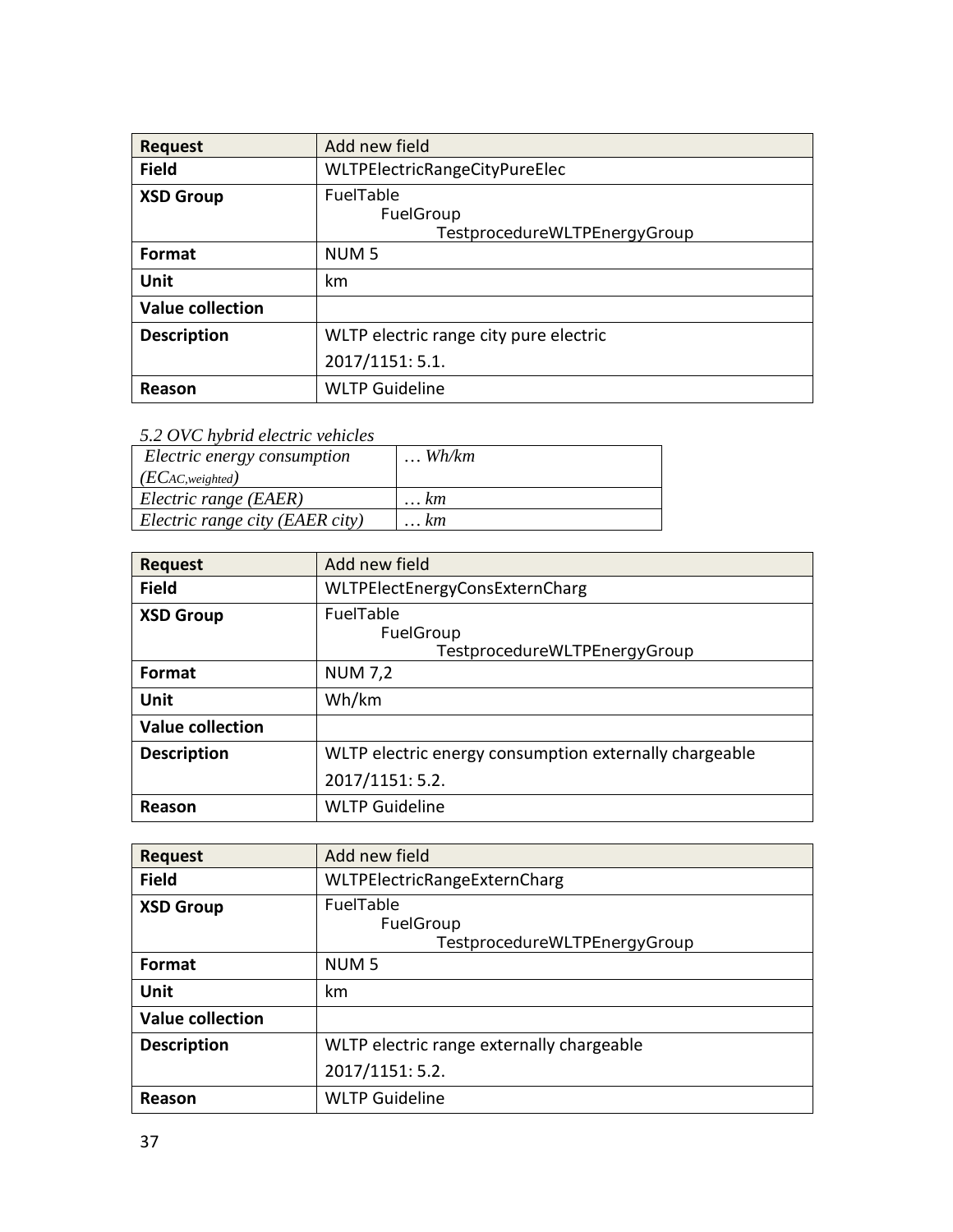| Request | Add new field |
|---|---|
| **Field** | WLTPElectricRangeCityPureElec |
| **XSD Group** | FuelTable<br>FuelGroup<br>TestprocedureWLTPEnergyGroup |
| **Format** | NUM 5 |
| **Unit** | km |
| **Value collection** | |
| **Description** | WLTP electric range city pure electric<br>2017/1151: 5.1. |
| **Reason** | WLTP Guideline |

*5.2 OVC hybrid electric vehicles*

| | |
|---|---|
| *Electric energy consumption ($EC_{AC,weighted}$)* | *… Wh/km* |
| *Electric range (EAER)* | *… km* |
| *Electric range city (EAER city)* | *… km* |

| Request | Add new field |
|---|---|
| **Field** | WLTPElectEnergyConsExternCharg |
| **XSD Group** | FuelTable<br>FuelGroup<br>TestprocedureWLTPEnergyGroup |
| **Format** | NUM 7,2 |
| **Unit** | Wh/km |
| **Value collection** | |
| **Description** | WLTP electric energy consumption externally chargeable<br>2017/1151: 5.2. |
| **Reason** | WLTP Guideline |

| Request | Add new field |
|---|---|
| **Field** | WLTPElectricRangeExternCharg |
| **XSD Group** | FuelTable<br>FuelGroup<br>TestprocedureWLTPEnergyGroup |
| **Format** | NUM 5 |
| **Unit** | km |
| **Value collection** | |
| **Description** | WLTP electric range externally chargeable<br>2017/1151: 5.2. |
| **Reason** | WLTP Guideline |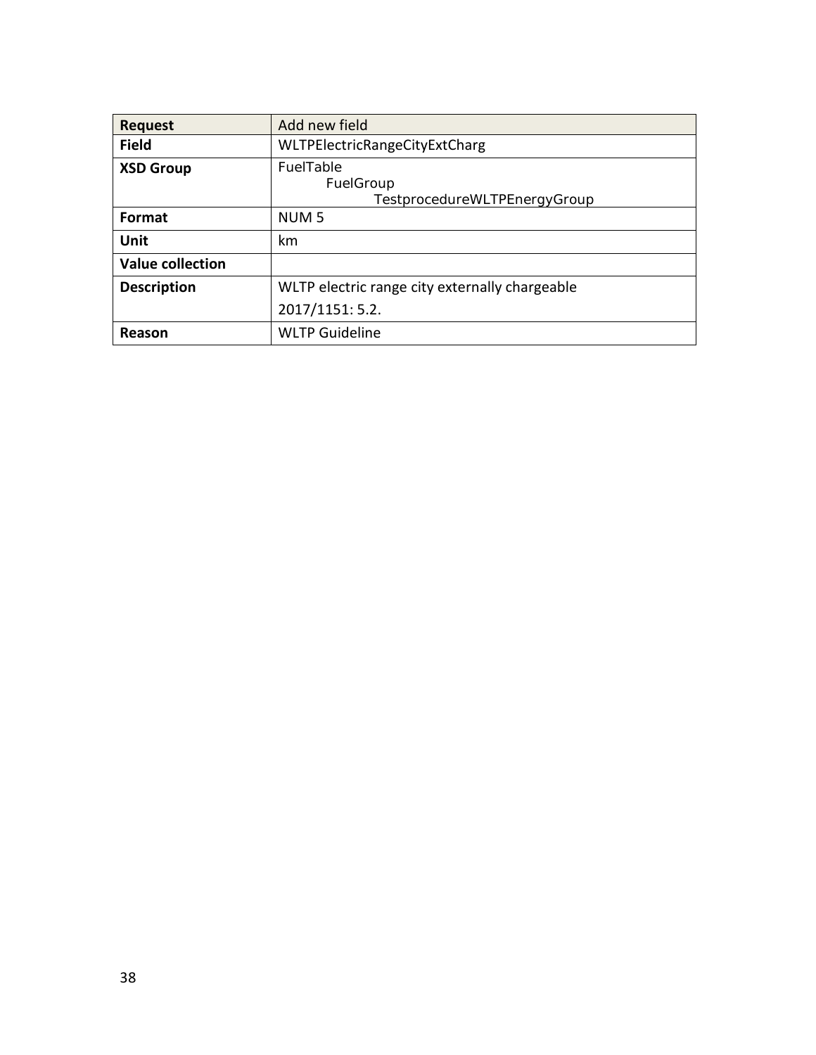| **Request** | Add new field |
| --- | --- |
| **Field** | WLTPElectricRangeCityExtCharg |
| **XSD Group** | FuelTable<br>FuelGroup<br>TestprocedureWLTPEnergyGroup |
| **Format** | NUM 5 |
| **Unit** | km |
| **Value collection** | |
| **Description** | WLTP electric range city externally chargeable<br>2017/1151: 5.2. |
| **Reason** | WLTP Guideline |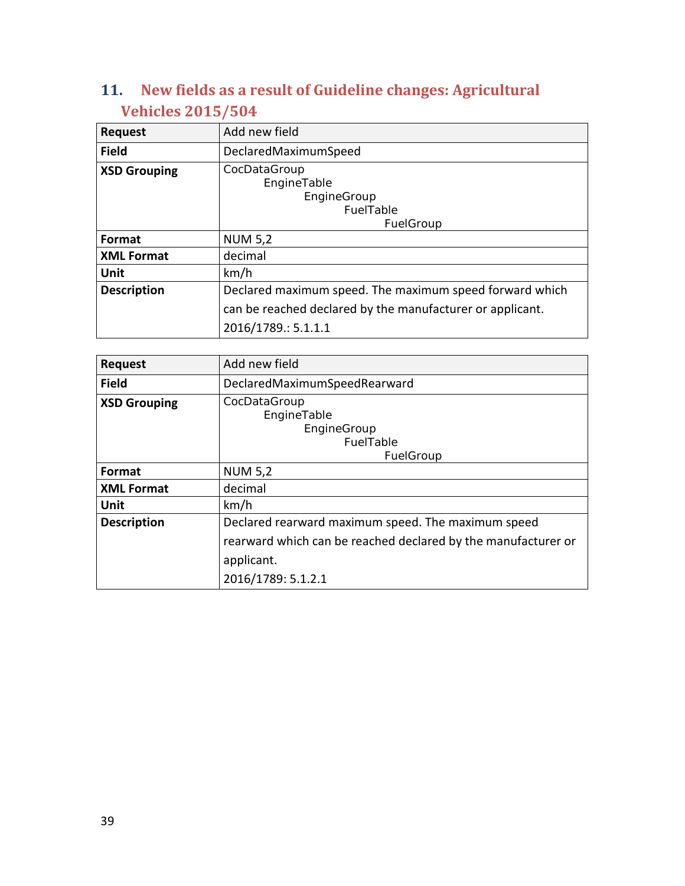## 11. New fields as a result of Guideline changes: Agricultural Vehicles 2015/504

| Request | Add new field |
|---|---|
| Field | DeclaredMaximumSpeed |
| XSD Grouping | CocDataGroup<br>EngineTable<br>EngineGroup<br>FuelTable<br>FuelGroup |
| Format | NUM 5,2 |
| XML Format | decimal |
| Unit | km/h |
| Description | Declared maximum speed. The maximum speed forward which can be reached declared by the manufacturer or applicant.<br>2016/1789.: 5.1.1.1 |

| Request | Add new field |
|---|---|
| Field | DeclaredMaximumSpeedRearward |
| XSD Grouping | CocDataGroup<br>EngineTable<br>EngineGroup<br>FuelTable<br>FuelGroup |
| Format | NUM 5,2 |
| XML Format | decimal |
| Unit | km/h |
| Description | Declared rearward maximum speed. The maximum speed rearward which can be reached declared by the manufacturer or applicant.<br>2016/1789: 5.1.2.1 |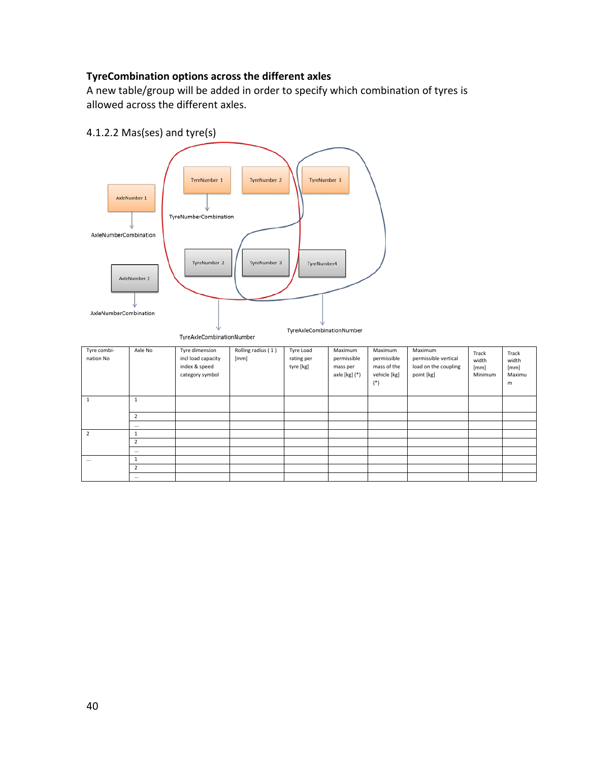**TyreCombination options across the different axles**

A new table/group will be added in order to specify which combination of tyres is allowed across the different axles.

4.1.2.2 Mas(ses) and tyre(s)

AxleNumber 1

AxleNumberCombination

AxleNumber 2

AxleNumberCombination

TyreNumber 1 | TyreNumber 2 | TyreNumber 3

TyreNumberCombination

TyreNumber 2 | TyreNumber 3 | TyreNumber4

TyreAxleCombinationNumber

TyreAxleCombinationNumber

| Tyre combi-nation No | Axle No | Tyre dimension incl load capacity index & speed category symbol | Rolling radius ( 1 ) [mm] | Tyre Load rating per tyre [kg] | Maximum permissible mass per axle [kg] (*) | Maximum permissible mass of the vehicle [kg] (*) | Maximum permissible vertical load on the coupling point [kg] | Track width [mm] Minimum | Track width [mm] Maximum |
|---|---|---|---|---|---|---|---|---|---|
| 1 | 1 | | | | | | | | |
| | 2 | | | | | | | | |
| | … | | | | | | | | |
| 2 | 1 | | | | | | | | |
| | 2 | | | | | | | | |
| | … | | | | | | | | |
| … | 1 | | | | | | | | |
| | 2 | | | | | | | | |
| | … | | | | | | | | |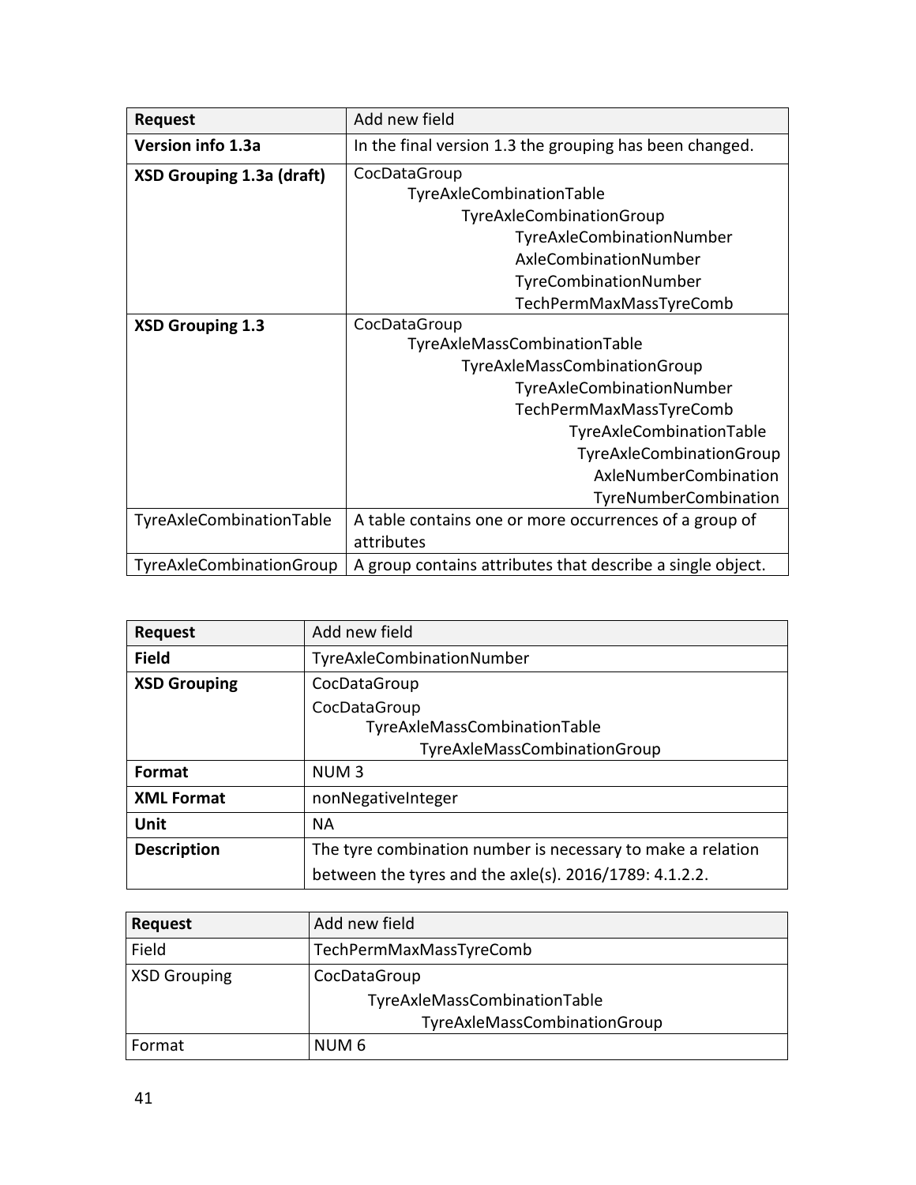| **Request** | Add new field |
|---|---|
| **Version info 1.3a** | In the final version 1.3 the grouping has been changed. |
| **XSD Grouping 1.3a (draft)** | CocDataGroup<br>&nbsp;&nbsp;&nbsp;&nbsp;TyreAxleCombinationTable<br>&nbsp;&nbsp;&nbsp;&nbsp;&nbsp;&nbsp;&nbsp;&nbsp;TyreAxleCombinationGroup<br>&nbsp;&nbsp;&nbsp;&nbsp;&nbsp;&nbsp;&nbsp;&nbsp;&nbsp;&nbsp;&nbsp;&nbsp;TyreAxleCombinationNumber<br>&nbsp;&nbsp;&nbsp;&nbsp;&nbsp;&nbsp;&nbsp;&nbsp;&nbsp;&nbsp;&nbsp;&nbsp;AxleCombinationNumber<br>&nbsp;&nbsp;&nbsp;&nbsp;&nbsp;&nbsp;&nbsp;&nbsp;&nbsp;&nbsp;&nbsp;&nbsp;TyreCombinationNumber<br>&nbsp;&nbsp;&nbsp;&nbsp;&nbsp;&nbsp;&nbsp;&nbsp;&nbsp;&nbsp;&nbsp;&nbsp;TechPermMaxMassTyreComb |
| **XSD Grouping 1.3** | CocDataGroup<br>&nbsp;&nbsp;&nbsp;&nbsp;TyreAxleMassCombinationTable<br>&nbsp;&nbsp;&nbsp;&nbsp;&nbsp;&nbsp;&nbsp;&nbsp;TyreAxleMassCombinationGroup<br>&nbsp;&nbsp;&nbsp;&nbsp;&nbsp;&nbsp;&nbsp;&nbsp;&nbsp;&nbsp;&nbsp;&nbsp;TyreAxleCombinationNumber<br>&nbsp;&nbsp;&nbsp;&nbsp;&nbsp;&nbsp;&nbsp;&nbsp;&nbsp;&nbsp;&nbsp;&nbsp;TechPermMaxMassTyreComb<br>&nbsp;&nbsp;&nbsp;&nbsp;&nbsp;&nbsp;&nbsp;&nbsp;&nbsp;&nbsp;&nbsp;&nbsp;&nbsp;&nbsp;&nbsp;&nbsp;TyreAxleCombinationTable<br>&nbsp;&nbsp;&nbsp;&nbsp;&nbsp;&nbsp;&nbsp;&nbsp;&nbsp;&nbsp;&nbsp;&nbsp;&nbsp;&nbsp;&nbsp;&nbsp;&nbsp;&nbsp;TyreAxleCombinationGroup<br>&nbsp;&nbsp;&nbsp;&nbsp;&nbsp;&nbsp;&nbsp;&nbsp;&nbsp;&nbsp;&nbsp;&nbsp;&nbsp;&nbsp;&nbsp;&nbsp;&nbsp;&nbsp;&nbsp;&nbsp;AxleNumberCombination<br>&nbsp;&nbsp;&nbsp;&nbsp;&nbsp;&nbsp;&nbsp;&nbsp;&nbsp;&nbsp;&nbsp;&nbsp;&nbsp;&nbsp;&nbsp;&nbsp;&nbsp;&nbsp;&nbsp;&nbsp;TyreNumberCombination |
| TyreAxleCombinationTable | A table contains one or more occurrences of a group of attributes |
| TyreAxleCombinationGroup | A group contains attributes that describe a single object. |

| **Request** | Add new field |
|---|---|
| **Field** | TyreAxleCombinationNumber |
| **XSD Grouping** | CocDataGroup<br>CocDataGroup<br>&nbsp;&nbsp;&nbsp;&nbsp;TyreAxleMassCombinationTable<br>&nbsp;&nbsp;&nbsp;&nbsp;&nbsp;&nbsp;&nbsp;&nbsp;TyreAxleMassCombinationGroup |
| **Format** | NUM 3 |
| **XML Format** | nonNegativeInteger |
| **Unit** | NA |
| **Description** | The tyre combination number is necessary to make a relation between the tyres and the axle(s). 2016/1789: 4.1.2.2. |

| **Request** | Add new field |
|---|---|
| Field | TechPermMaxMassTyreComb |
| XSD Grouping | CocDataGroup<br>&nbsp;&nbsp;&nbsp;&nbsp;TyreAxleMassCombinationTable<br>&nbsp;&nbsp;&nbsp;&nbsp;&nbsp;&nbsp;&nbsp;&nbsp;TyreAxleMassCombinationGroup |
| Format | NUM 6 |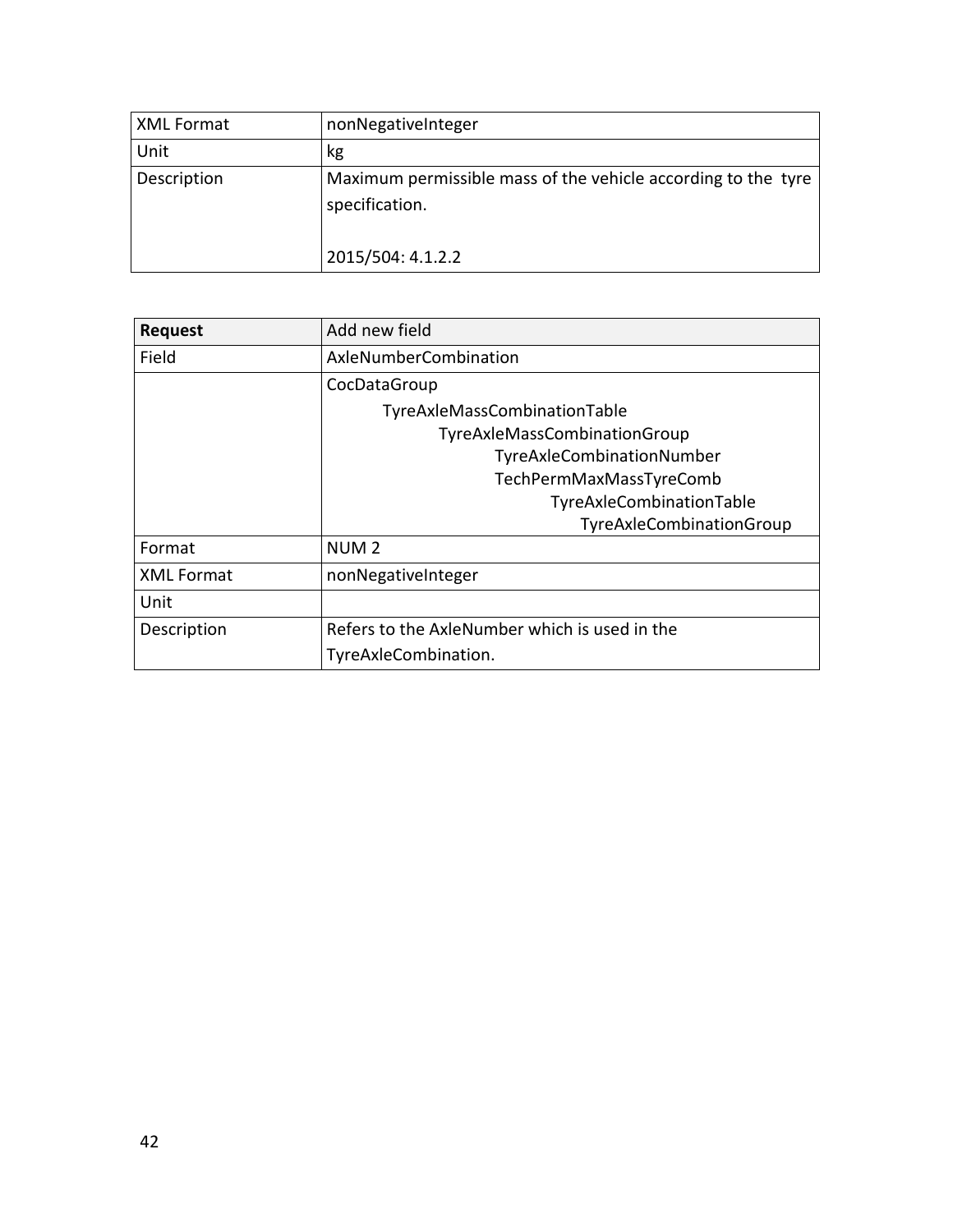| XML Format | nonNegativeInteger |
|---|---|
| Unit | kg |
| Description | Maximum permissible mass of the vehicle according to the tyre specification.<br><br>2015/504: 4.1.2.2 |

| **Request** | Add new field |
|---|---|
| Field | AxleNumberCombination |
| | CocDataGroup<br>TyreAxleMassCombinationTable<br>TyreAxleMassCombinationGroup<br>TyreAxleCombinationNumber<br>TechPermMaxMassTyreComb<br>TyreAxleCombinationTable<br>TyreAxleCombinationGroup |
| Format | NUM 2 |
| XML Format | nonNegativeInteger |
| Unit | |
| Description | Refers to the AxleNumber which is used in the TyreAxleCombination. |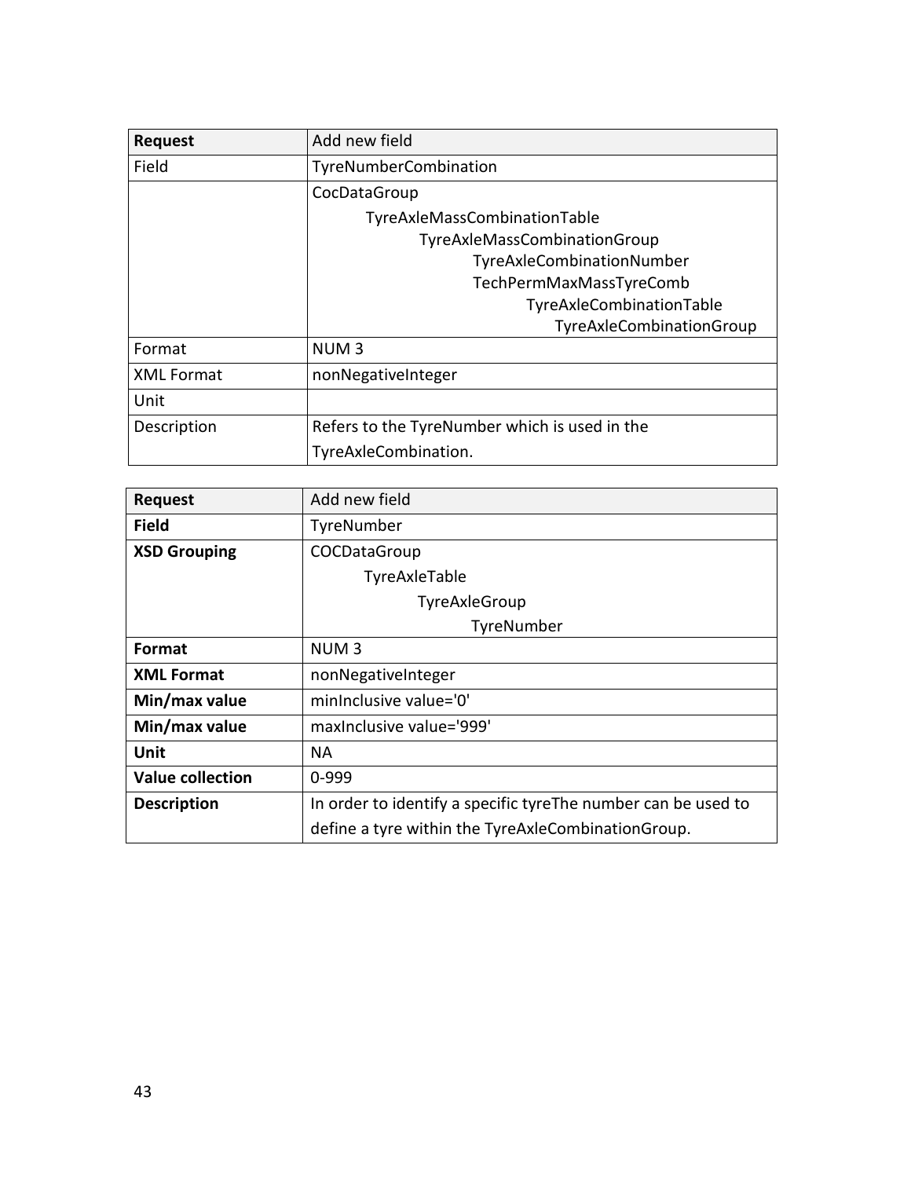| Request | Add new field |
|---|---|
| Field | TyreNumberCombination |
| | CocDataGroup<br>TyreAxleMassCombinationTable<br>TyreAxleMassCombinationGroup<br>TyreAxleCombinationNumber<br>TechPermMaxMassTyreComb<br>TyreAxleCombinationTable<br>TyreAxleCombinationGroup |
| Format | NUM 3 |
| XML Format | nonNegativeInteger |
| Unit | |
| Description | Refers to the TyreNumber which is used in the TyreAxleCombination. |

| **Request** | Add new field |
|---|---|
| **Field** | TyreNumber |
| **XSD Grouping** | COCDataGroup<br>TyreAxleTable<br>TyreAxleGroup<br>TyreNumber |
| **Format** | NUM 3 |
| **XML Format** | nonNegativeInteger |
| **Min/max value** | minInclusive value='0' |
| **Min/max value** | maxInclusive value='999' |
| **Unit** | NA |
| **Value collection** | 0-999 |
| **Description** | In order to identify a specific tyreThe number can be used to define a tyre within the TyreAxleCombinationGroup. |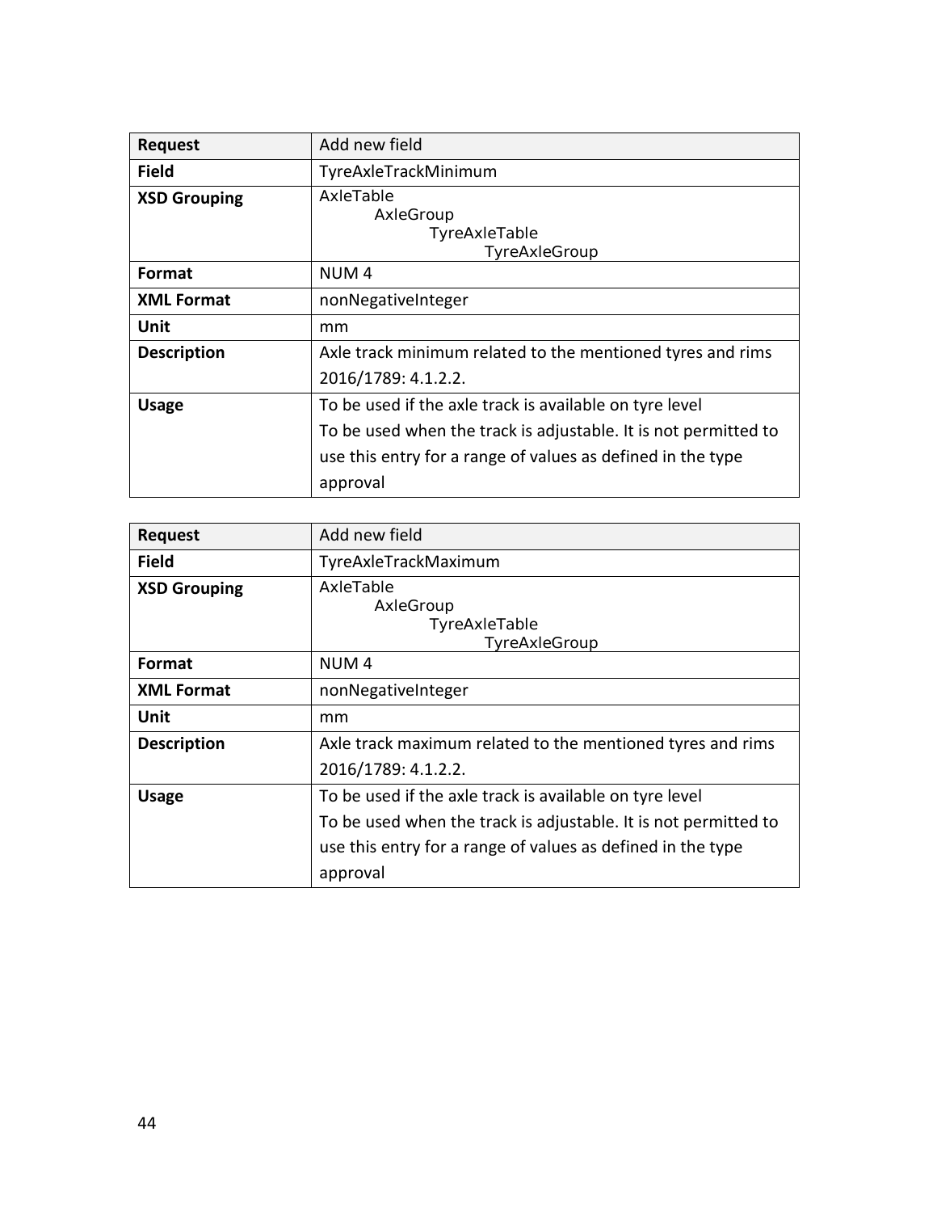| Request | Add new field |
| --- | --- |
| **Field** | TyreAxleTrackMinimum |
| **XSD Grouping** | AxleTable<br>&nbsp;&nbsp;&nbsp;&nbsp;AxleGroup<br>&nbsp;&nbsp;&nbsp;&nbsp;&nbsp;&nbsp;&nbsp;&nbsp;TyreAxleTable<br>&nbsp;&nbsp;&nbsp;&nbsp;&nbsp;&nbsp;&nbsp;&nbsp;&nbsp;&nbsp;&nbsp;&nbsp;TyreAxleGroup |
| **Format** | NUM 4 |
| **XML Format** | nonNegativeInteger |
| **Unit** | mm |
| **Description** | Axle track minimum related to the mentioned tyres and rims 2016/1789: 4.1.2.2. |
| **Usage** | To be used if the axle track is available on tyre level<br>To be used when the track is adjustable. It is not permitted to use this entry for a range of values as defined in the type approval |

| Request | Add new field |
| --- | --- |
| **Field** | TyreAxleTrackMaximum |
| **XSD Grouping** | AxleTable<br>&nbsp;&nbsp;&nbsp;&nbsp;AxleGroup<br>&nbsp;&nbsp;&nbsp;&nbsp;&nbsp;&nbsp;&nbsp;&nbsp;TyreAxleTable<br>&nbsp;&nbsp;&nbsp;&nbsp;&nbsp;&nbsp;&nbsp;&nbsp;&nbsp;&nbsp;&nbsp;&nbsp;TyreAxleGroup |
| **Format** | NUM 4 |
| **XML Format** | nonNegativeInteger |
| **Unit** | mm |
| **Description** | Axle track maximum related to the mentioned tyres and rims 2016/1789: 4.1.2.2. |
| **Usage** | To be used if the axle track is available on tyre level<br>To be used when the track is adjustable. It is not permitted to use this entry for a range of values as defined in the type approval |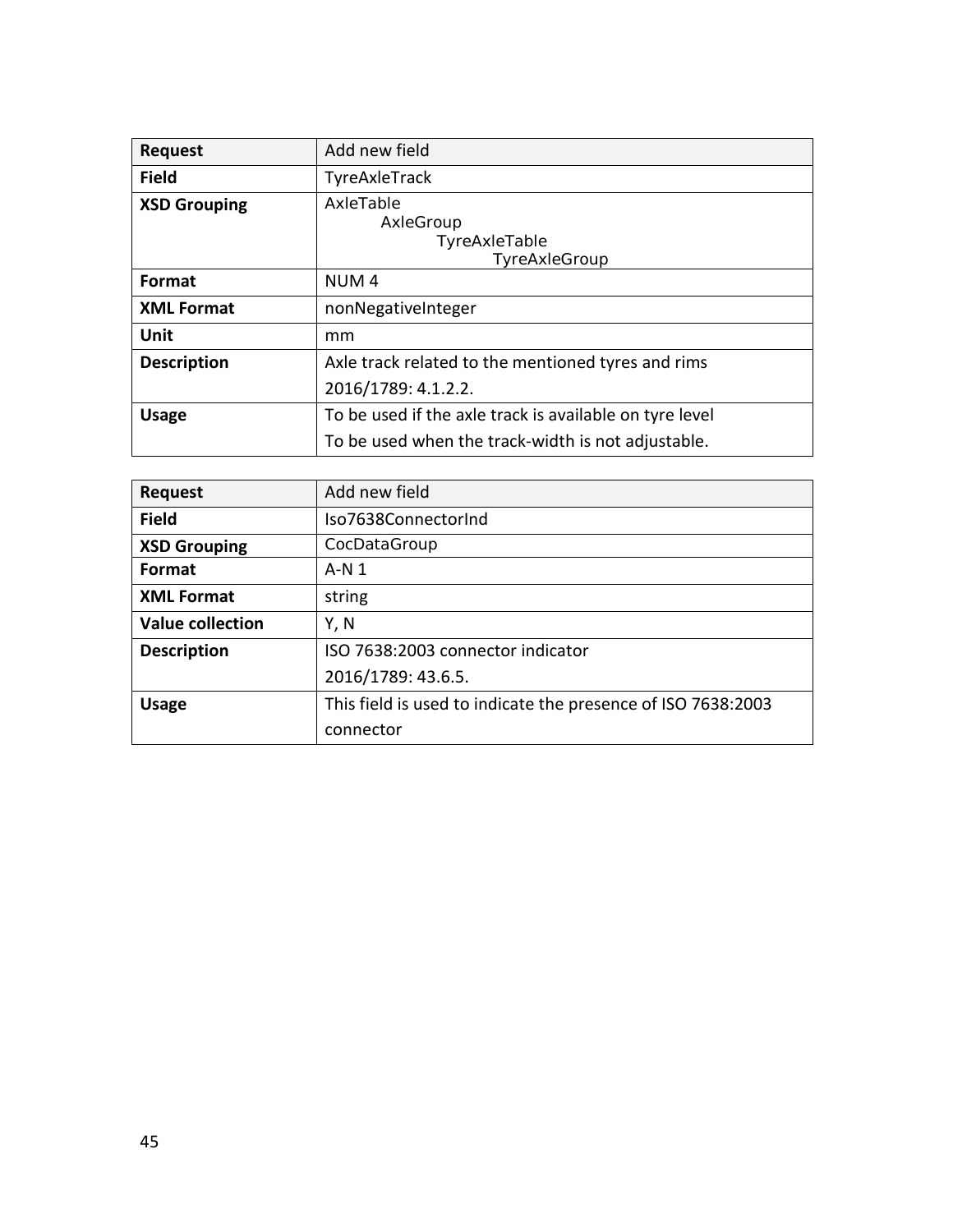| Request | Add new field |
| --- | --- |
| **Field** | TyreAxleTrack |
| **XSD Grouping** | AxleTable<br>&nbsp;&nbsp;&nbsp;&nbsp;AxleGroup<br>&nbsp;&nbsp;&nbsp;&nbsp;&nbsp;&nbsp;&nbsp;&nbsp;TyreAxleTable<br>&nbsp;&nbsp;&nbsp;&nbsp;&nbsp;&nbsp;&nbsp;&nbsp;&nbsp;&nbsp;&nbsp;&nbsp;TyreAxleGroup |
| **Format** | NUM 4 |
| **XML Format** | nonNegativeInteger |
| **Unit** | mm |
| **Description** | Axle track related to the mentioned tyres and rims<br>2016/1789: 4.1.2.2. |
| **Usage** | To be used if the axle track is available on tyre level<br>To be used when the track-width is not adjustable. |

| Request | Add new field |
| --- | --- |
| **Field** | Iso7638ConnectorInd |
| **XSD Grouping** | CocDataGroup |
| **Format** | A-N 1 |
| **XML Format** | string |
| **Value collection** | Y, N |
| **Description** | ISO 7638:2003 connector indicator<br>2016/1789: 43.6.5. |
| **Usage** | This field is used to indicate the presence of ISO 7638:2003 connector |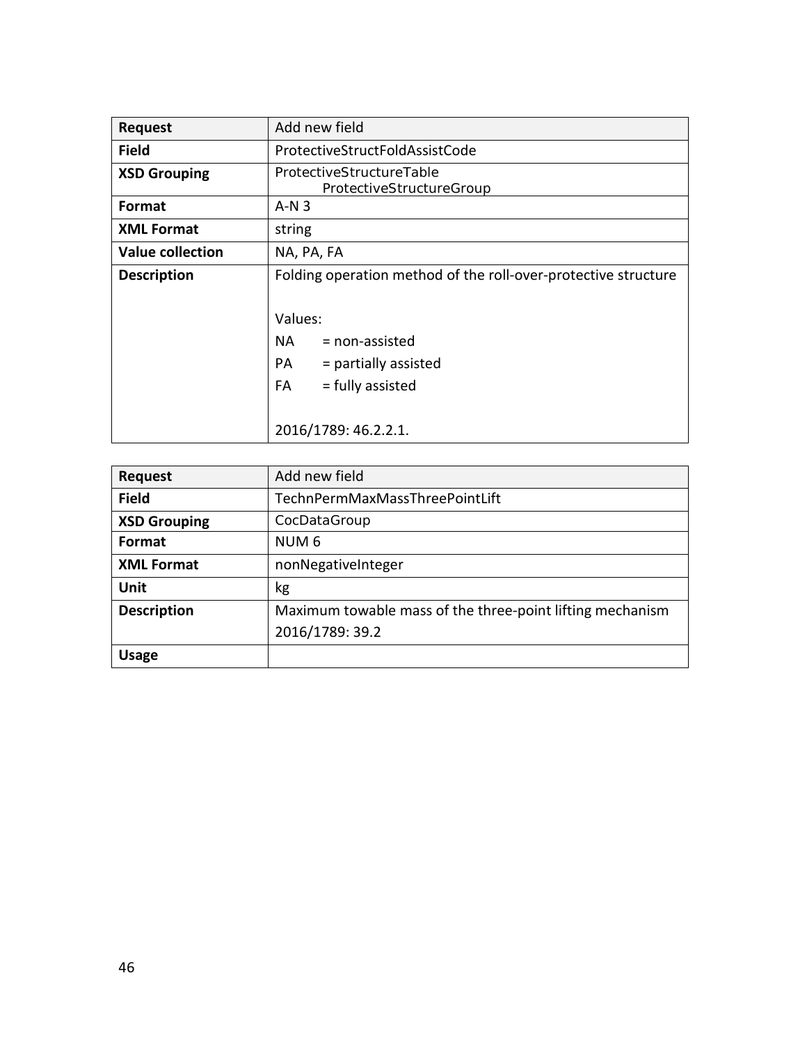| Request | Add new field |
| --- | --- |
| **Field** | ProtectiveStructFoldAssistCode |
| **XSD Grouping** | ProtectiveStructureTable<br>ProtectiveStructureGroup |
| **Format** | A-N 3 |
| **XML Format** | string |
| **Value collection** | NA, PA, FA |
| **Description** | Folding operation method of the roll-over-protective structure<br><br>Values:<br>NA = non-assisted<br>PA = partially assisted<br>FA = fully assisted<br><br>2016/1789: 46.2.2.1. |

| Request | Add new field |
| --- | --- |
| **Field** | TechnPermMaxMassThreePointLift |
| **XSD Grouping** | CocDataGroup |
| **Format** | NUM 6 |
| **XML Format** | nonNegativeInteger |
| **Unit** | kg |
| **Description** | Maximum towable mass of the three-point lifting mechanism<br>2016/1789: 39.2 |
| **Usage** | |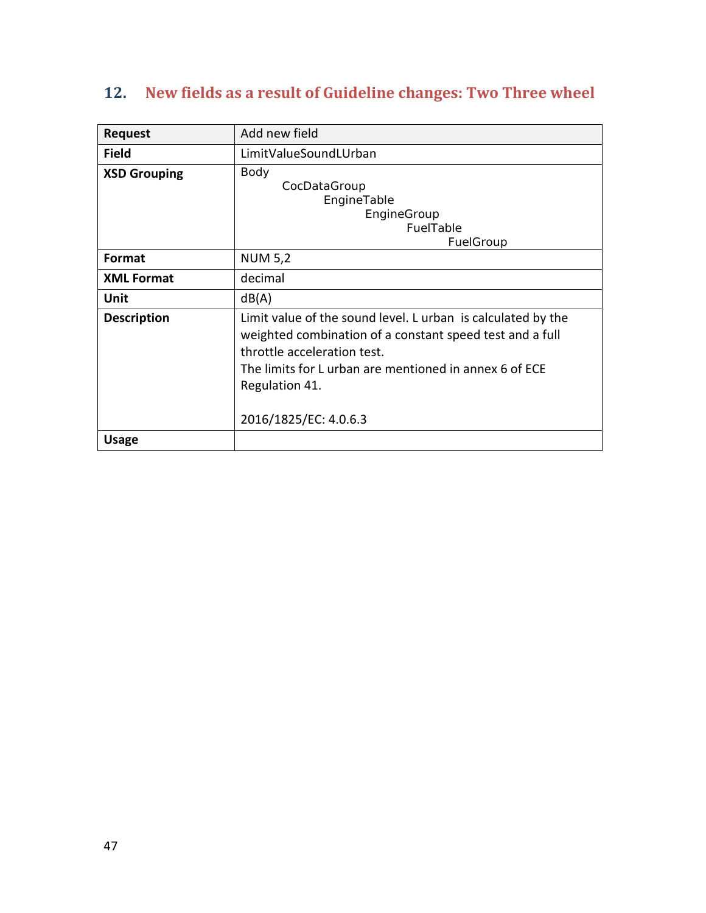## 12. New fields as a result of Guideline changes: Two Three wheel

| | |
|---|---|
| **Request** | Add new field |
| **Field** | LimitValueSoundLUrban |
| **XSD Grouping** | Body<br>CocDataGroup<br>EngineTable<br>EngineGroup<br>FuelTable<br>FuelGroup |
| **Format** | NUM 5,2 |
| **XML Format** | decimal |
| **Unit** | dB(A) |
| **Description** | Limit value of the sound level. L urban is calculated by the weighted combination of a constant speed test and a full throttle acceleration test.<br>The limits for L urban are mentioned in annex 6 of ECE Regulation 41.<br><br>2016/1825/EC: 4.0.6.3 |
| **Usage** | |